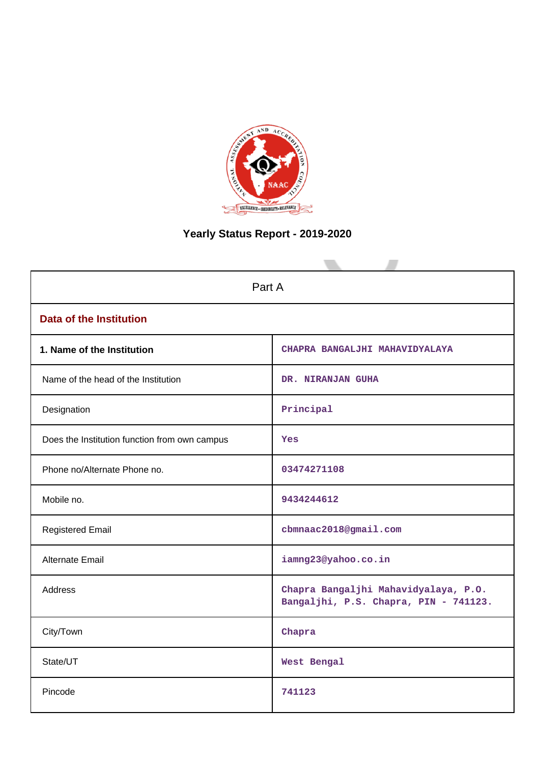# Yearly Status Report - 2019-2020

| Part A | |
|---|---|
| **Data of the Institution** | |
| **1. Name of the Institution** | CHAPRA BANGALJHI MAHAVIDYALAYA |
| Name of the head of the Institution | DR. NIRANJAN GUHA |
| Designation | Principal |
| Does the Institution function from own campus | Yes |
| Phone no/Alternate Phone no. | 03474271108 |
| Mobile no. | 9434244612 |
| Registered Email | cbmnaac2018@gmail.com |
| Alternate Email | iamng23@yahoo.co.in |
| Address | Chapra Bangaljhi Mahavidyalaya, P.O. Bangaljhi, P.S. Chapra, PIN - 741123. |
| City/Town | Chapra |
| State/UT | West Bengal |
| Pincode | 741123 |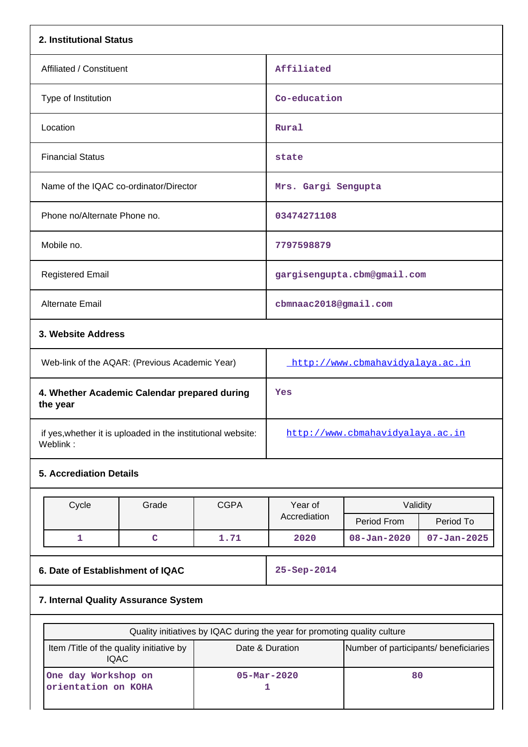## 2. Institutional Status

| | |
|---|---|
| Affiliated / Constituent | Affiliated |
| Type of Institution | Co-education |
| Location | Rural |
| Financial Status | state |
| Name of the IQAC co-ordinator/Director | Mrs. Gargi Sengupta |
| Phone no/Alternate Phone no. | 03474271108 |
| Mobile no. | 7797598879 |
| Registered Email | gargisengupta.cbm@gmail.com |
| Alternate Email | cbmnaac2018@gmail.com |

## 3. Website Address

| | |
|---|---|
| Web-link of the AQAR: (Previous Academic Year) | http://www.cbmahavidyalaya.ac.in |
| **4. Whether Academic Calendar prepared during the year** | Yes |
| if yes,whether it is uploaded in the institutional website: Weblink : | http://www.cbmahavidyalaya.ac.in |

## 5. Accreditation Details

| Cycle | Grade | CGPA | Year of Accreditation | Validity | |
|---|---|---|---|---|---|
| | | | | Period From | Period To |
| 1 | C | 1.71 | 2020 | 08-Jan-2020 | 07-Jan-2025 |

| | |
|---|---|
| **6. Date of Establishment of IQAC** | 25-Sep-2014 |

## 7. Internal Quality Assurance System

| Quality initiatives by IQAC during the year for promoting quality culture | | |
|---|---|---|
| Item /Title of the quality initiative by IQAC | Date & Duration | Number of participants/ beneficiaries |
| One day Workshop on orientation on KOHA | 05-Mar-2020<br>1 | 80 |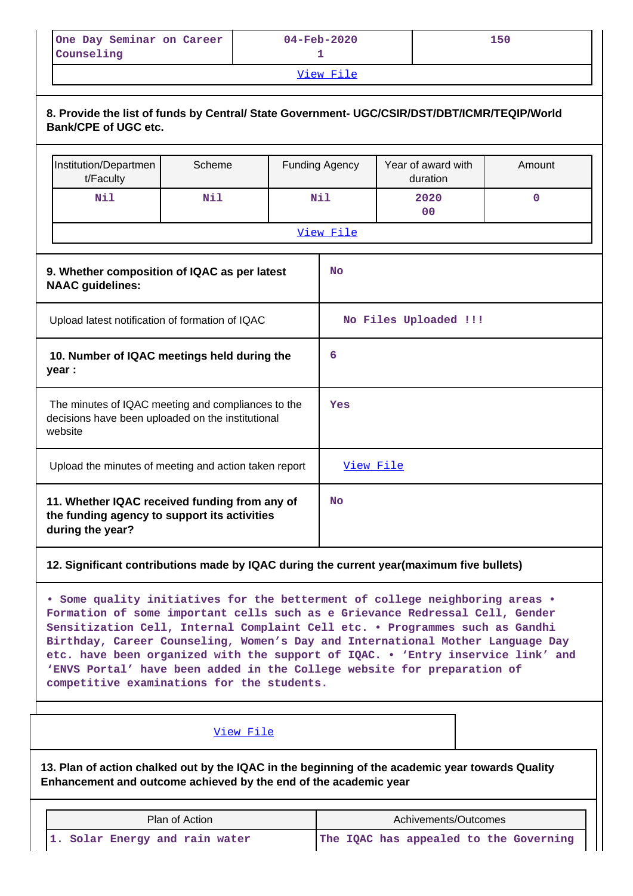| One Day Seminar on Career Counseling | 04-Feb-2020<br>1 | 150 |
|---|---|---|
| View File | | |

**8. Provide the list of funds by Central/ State Government- UGC/CSIR/DST/DBT/ICMR/TEQIP/World Bank/CPE of UGC etc.**

| Institution/Department/Faculty | Scheme | Funding Agency | Year of award with duration | Amount |
|---|---|---|---|---|
| Nil | Nil | Nil | 2020<br>00 | 0 |
| View File | | | | |

| | |
|---|---|
| **9. Whether composition of IQAC as per latest NAAC guidelines:** | No |
| Upload latest notification of formation of IQAC | No Files Uploaded !!! |
| **10. Number of IQAC meetings held during the year :** | 6 |
| The minutes of IQAC meeting and compliances to the decisions have been uploaded on the institutional website | Yes |
| Upload the minutes of meeting and action taken report | View File |
| **11. Whether IQAC received funding from any of the funding agency to support its activities during the year?** | No |

**12. Significant contributions made by IQAC during the current year(maximum five bullets)**

• Some quality initiatives for the betterment of college neighboring areas • Formation of some important cells such as e Grievance Redressal Cell, Gender Sensitization Cell, Internal Complaint Cell etc. • Programmes such as Gandhi Birthday, Career Counseling, Women's Day and International Mother Language Day etc. have been organized with the support of IQAC. • 'Entry inservice link' and 'ENVS Portal' have been added in the College website for preparation of competitive examinations for the students.

View File

**13. Plan of action chalked out by the IQAC in the beginning of the academic year towards Quality Enhancement and outcome achieved by the end of the academic year**

| Plan of Action | Achivements/Outcomes |
|---|---|
| 1. Solar Energy and rain water | The IQAC has appealed to the Governing |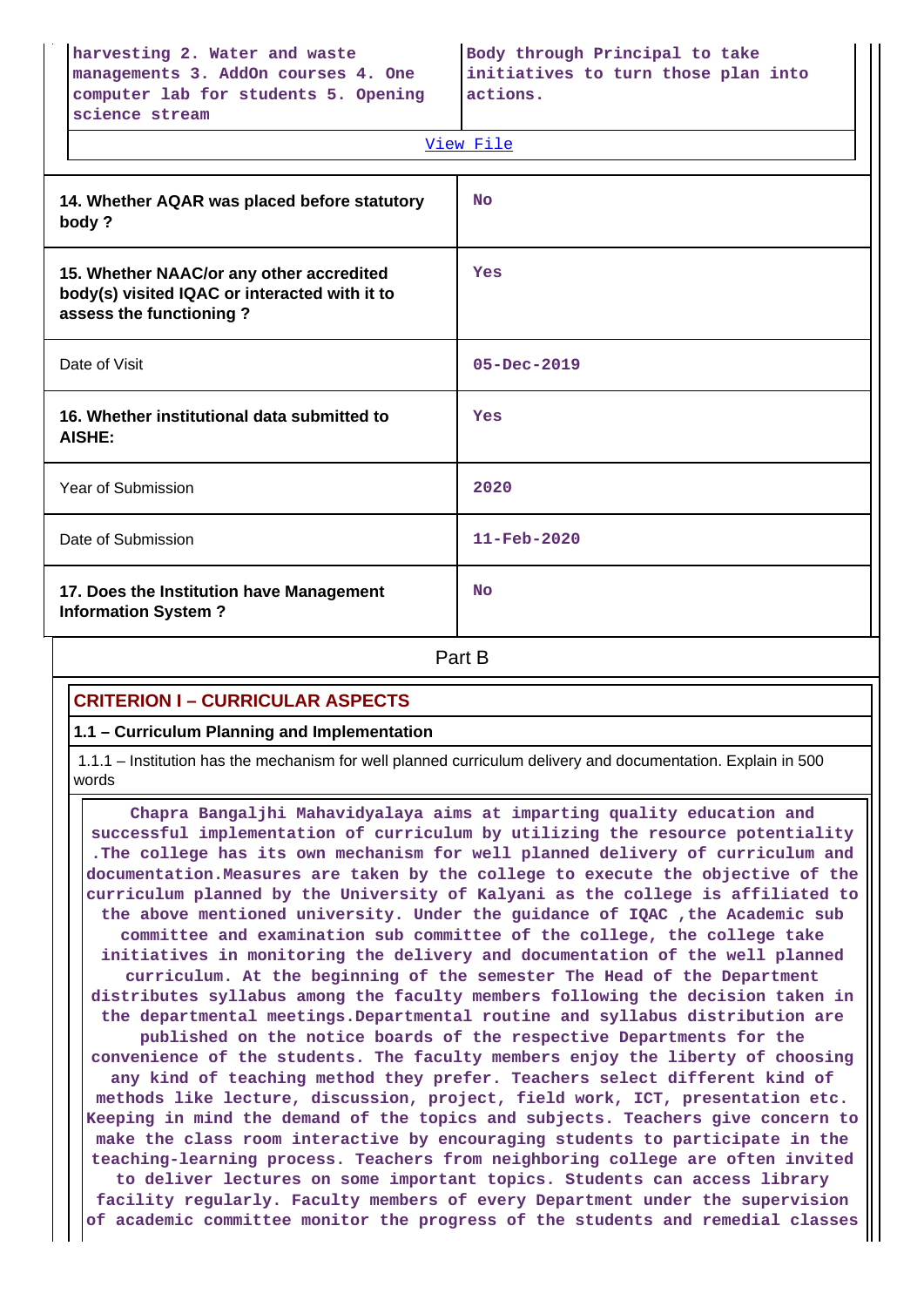| harvesting 2. Water and waste managements 3. AddOn courses 4. One computer lab for students 5. Opening science stream | Body through Principal to take initiatives to turn those plan into actions. |
|---|---|
| View File | |

| | |
|---|---|
| **14. Whether AQAR was placed before statutory body ?** | No |
| **15. Whether NAAC/or any other accredited body(s) visited IQAC or interacted with it to assess the functioning ?** | Yes |
| Date of Visit | 05-Dec-2019 |
| **16. Whether institutional data submitted to AISHE:** | Yes |
| Year of Submission | 2020 |
| Date of Submission | 11-Feb-2020 |
| **17. Does the Institution have Management Information System ?** | No |

## Part B

### CRITERION I – CURRICULAR ASPECTS

#### 1.1 – Curriculum Planning and Implementation

1.1.1 – Institution has the mechanism for well planned curriculum delivery and documentation. Explain in 500 words

Chapra Bangaljhi Mahavidyalaya aims at imparting quality education and successful implementation of curriculum by utilizing the resource potentiality .The college has its own mechanism for well planned delivery of curriculum and documentation.Measures are taken by the college to execute the objective of the curriculum planned by the University of Kalyani as the college is affiliated to the above mentioned university. Under the guidance of IQAC ,the Academic sub committee and examination sub committee of the college, the college take initiatives in monitoring the delivery and documentation of the well planned curriculum. At the beginning of the semester The Head of the Department distributes syllabus among the faculty members following the decision taken in the departmental meetings.Departmental routine and syllabus distribution are published on the notice boards of the respective Departments for the convenience of the students. The faculty members enjoy the liberty of choosing any kind of teaching method they prefer. Teachers select different kind of methods like lecture, discussion, project, field work, ICT, presentation etc. Keeping in mind the demand of the topics and subjects. Teachers give concern to make the class room interactive by encouraging students to participate in the teaching-learning process. Teachers from neighboring college are often invited to deliver lectures on some important topics. Students can access library facility regularly. Faculty members of every Department under the supervision of academic committee monitor the progress of the students and remedial classes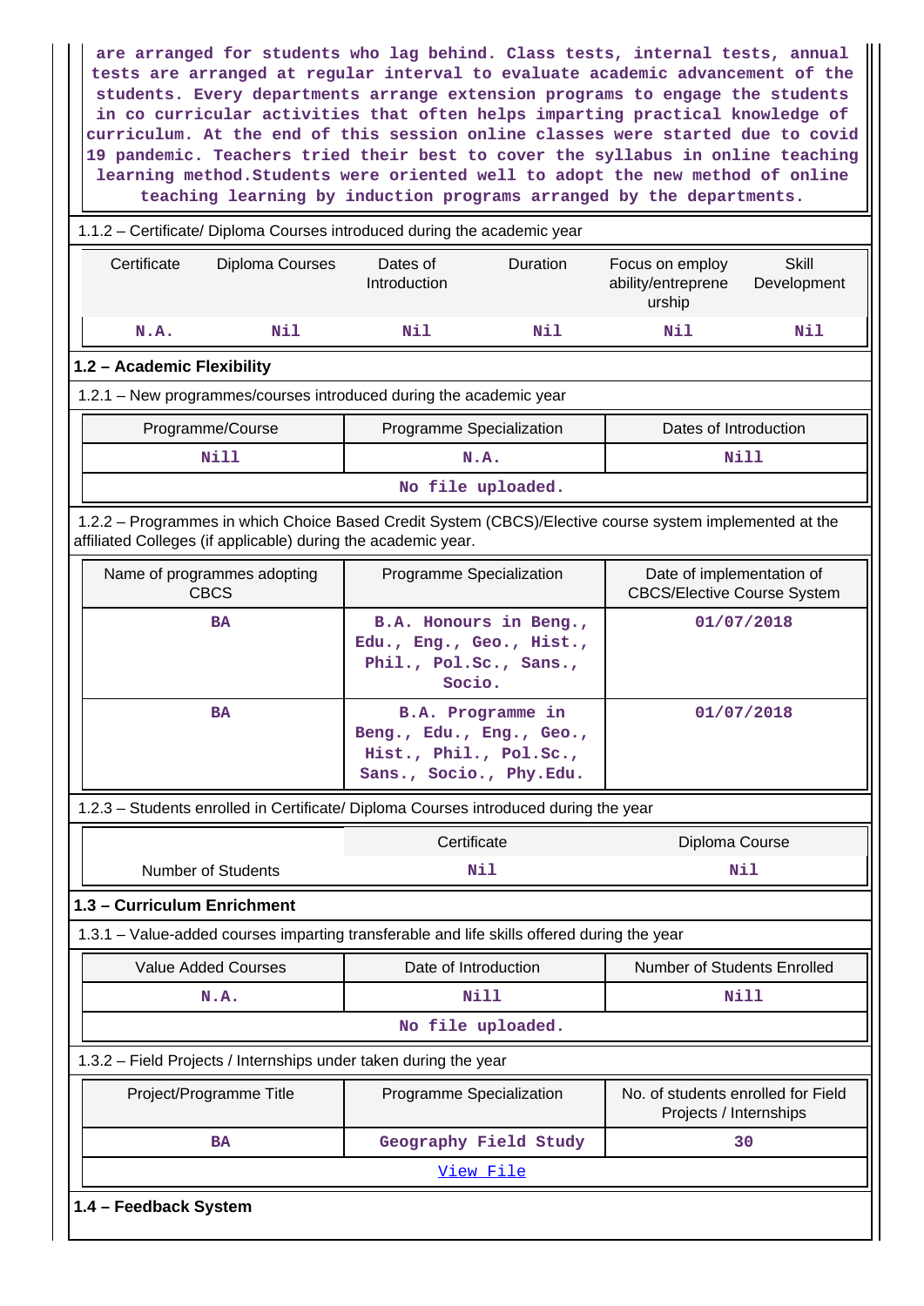are arranged for students who lag behind. Class tests, internal tests, annual tests are arranged at regular interval to evaluate academic advancement of the students. Every departments arrange extension programs to engage the students in co curricular activities that often helps imparting practical knowledge of curriculum. At the end of this session online classes were started due to covid 19 pandemic. Teachers tried their best to cover the syllabus in online teaching learning method.Students were oriented well to adopt the new method of online teaching learning by induction programs arranged by the departments.

1.1.2 – Certificate/ Diploma Courses introduced during the academic year

| Certificate | Diploma Courses | Dates of Introduction | Duration | Focus on employ ability/entreprene urship | Skill Development |
|---|---|---|---|---|---|
| N.A. | Nil | Nil | Nil | Nil | Nil |

**1.2 – Academic Flexibility**

1.2.1 – New programmes/courses introduced during the academic year

| Programme/Course | Programme Specialization | Dates of Introduction |
|---|---|---|
| Nill | N.A. | Nill |
| No file uploaded. | | |

1.2.2 – Programmes in which Choice Based Credit System (CBCS)/Elective course system implemented at the affiliated Colleges (if applicable) during the academic year.

| Name of programmes adopting CBCS | Programme Specialization | Date of implementation of CBCS/Elective Course System |
|---|---|---|
| BA | B.A. Honours in Beng., Edu., Eng., Geo., Hist., Phil., Pol.Sc., Sans., Socio. | 01/07/2018 |
| BA | B.A. Programme in Beng., Edu., Eng., Geo., Hist., Phil., Pol.Sc., Sans., Socio., Phy.Edu. | 01/07/2018 |

1.2.3 – Students enrolled in Certificate/ Diploma Courses introduced during the year

| | Certificate | Diploma Course |
|---|---|---|
| Number of Students | Nil | Nil |

**1.3 – Curriculum Enrichment**

1.3.1 – Value-added courses imparting transferable and life skills offered during the year

| Value Added Courses | Date of Introduction | Number of Students Enrolled |
|---|---|---|
| N.A. | Nill | Nill |
| No file uploaded. | | |

1.3.2 – Field Projects / Internships under taken during the year

| Project/Programme Title | Programme Specialization | No. of students enrolled for Field Projects / Internships |
|---|---|---|
| BA | Geography Field Study | 30 |
| View File | | |

**1.4 – Feedback System**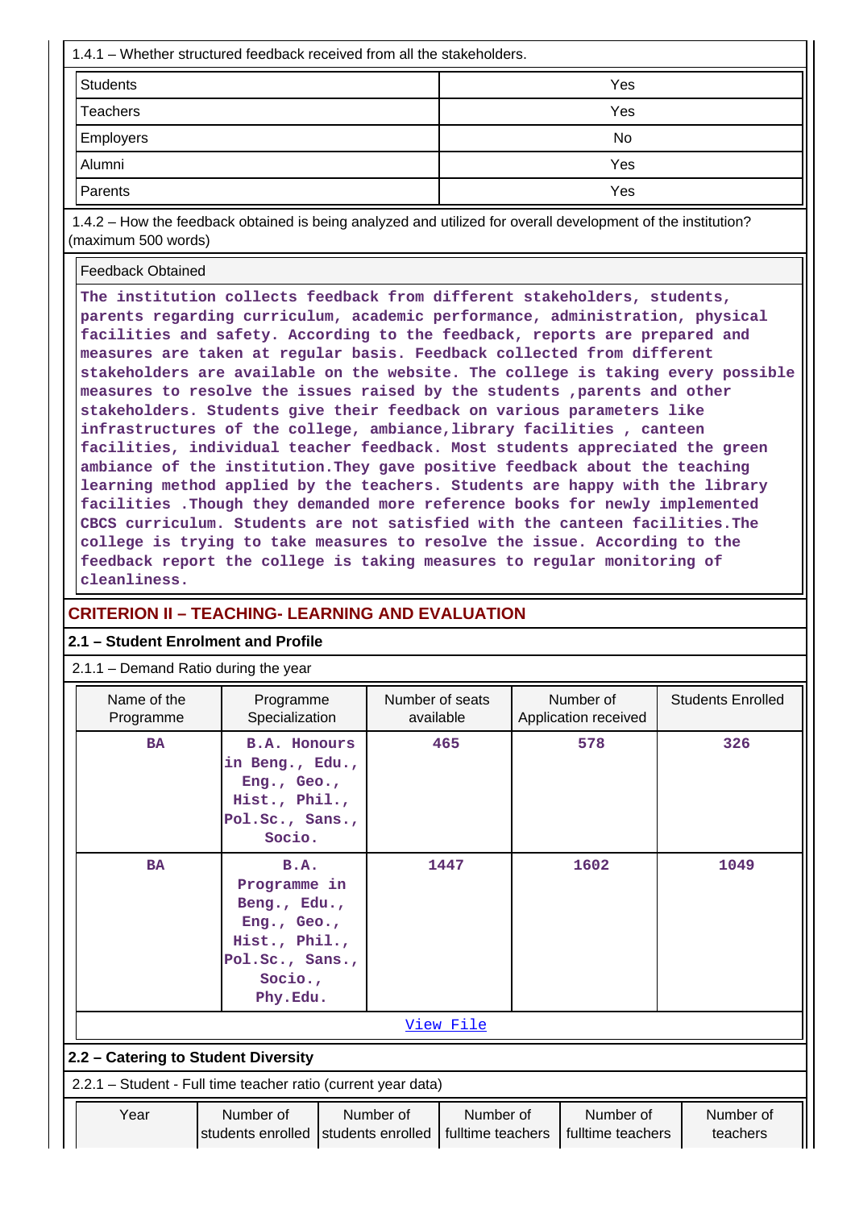1.4.1 – Whether structured feedback received from all the stakeholders.

| | |
|---|---|
| Students | Yes |
| Teachers | Yes |
| Employers | No |
| Alumni | Yes |
| Parents | Yes |

1.4.2 – How the feedback obtained is being analyzed and utilized for overall development of the institution? (maximum 500 words)

| Feedback Obtained |
|---|
| The institution collects feedback from different stakeholders, students, parents regarding curriculum, academic performance, administration, physical facilities and safety. According to the feedback, reports are prepared and measures are taken at regular basis. Feedback collected from different stakeholders are available on the website. The college is taking every possible measures to resolve the issues raised by the students ,parents and other stakeholders. Students give their feedback on various parameters like infrastructures of the college, ambiance,library facilities , canteen facilities, individual teacher feedback. Most students appreciated the green ambiance of the institution.They gave positive feedback about the teaching learning method applied by the teachers. Students are happy with the library facilities .Though they demanded more reference books for newly implemented CBCS curriculum. Students are not satisfied with the canteen facilities.The college is trying to take measures to resolve the issue. According to the feedback report the college is taking measures to regular monitoring of cleanliness. |

## CRITERION II – TEACHING- LEARNING AND EVALUATION

### 2.1 – Student Enrolment and Profile

2.1.1 – Demand Ratio during the year

| Name of the Programme | Programme Specialization | Number of seats available | Number of Application received | Students Enrolled |
|---|---|---|---|---|
| BA | B.A. Honours in Beng., Edu., Eng., Geo., Hist., Phil., Pol.Sc., Sans., Socio. | 465 | 578 | 326 |
| BA | B.A. Programme in Beng., Edu., Eng., Geo., Hist., Phil., Pol.Sc., Sans., Socio., Phy.Edu. | 1447 | 1602 | 1049 |

View File

### 2.2 – Catering to Student Diversity

2.2.1 – Student - Full time teacher ratio (current year data)

| Year | Number of students enrolled | Number of students enrolled | Number of fulltime teachers | Number of fulltime teachers | Number of teachers |
|---|---|---|---|---|---|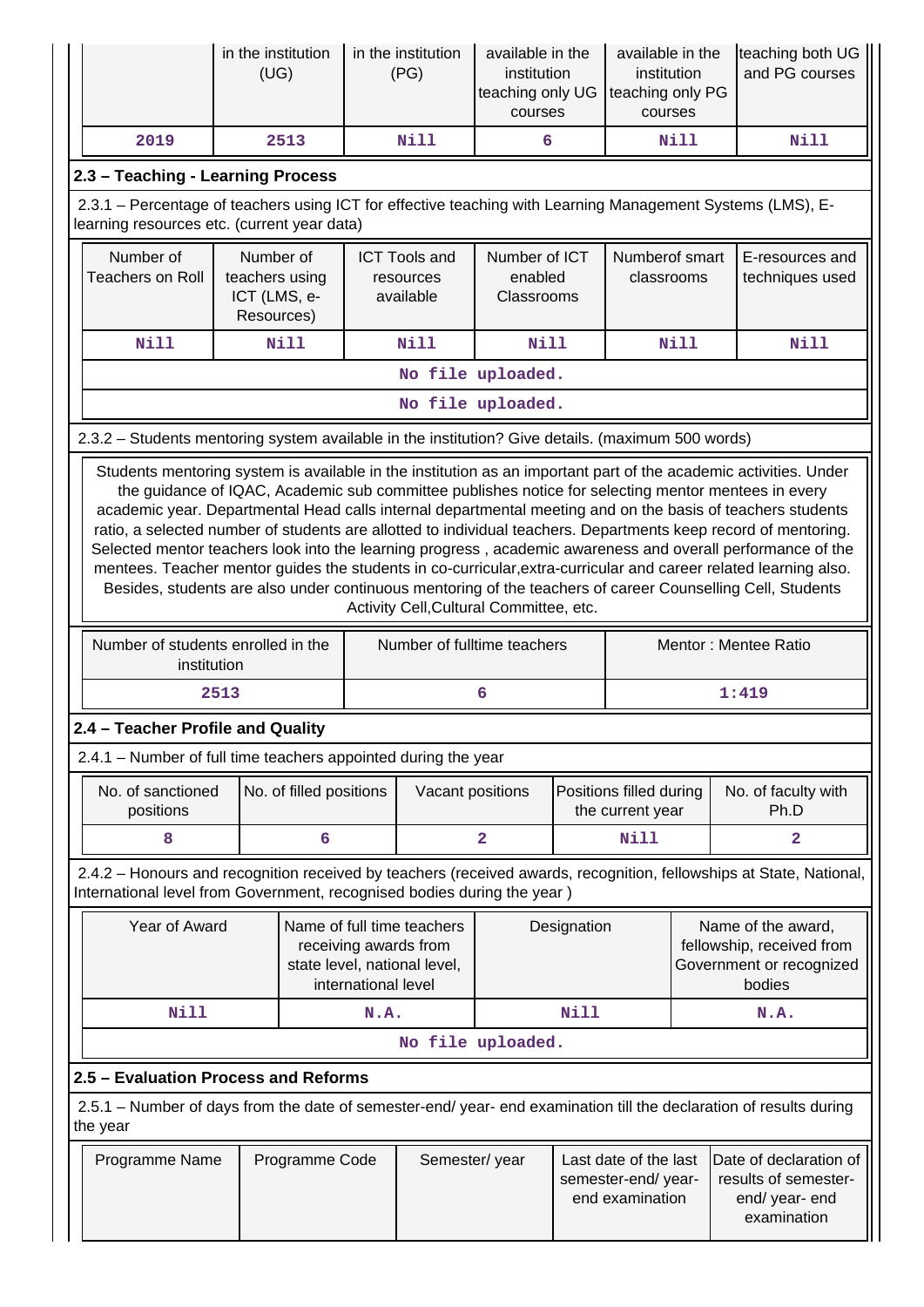| | in the institution (UG) | in the institution (PG) | available in the institution teaching only UG courses | available in the institution teaching only PG courses | teaching both UG and PG courses |
|---|---|---|---|---|---|
| 2019 | 2513 | Nill | 6 | Nill | Nill |

## 2.3 – Teaching - Learning Process

2.3.1 – Percentage of teachers using ICT for effective teaching with Learning Management Systems (LMS), E-learning resources etc. (current year data)

| Number of Teachers on Roll | Number of teachers using ICT (LMS, e-Resources) | ICT Tools and resources available | Number of ICT enabled Classrooms | Numberof smart classrooms | E-resources and techniques used |
|---|---|---|---|---|---|
| Nill | Nill | Nill | Nill | Nill | Nill |
| No file uploaded. | | | | | |
| No file uploaded. | | | | | |

2.3.2 – Students mentoring system available in the institution? Give details. (maximum 500 words)

Students mentoring system is available in the institution as an important part of the academic activities. Under the guidance of IQAC, Academic sub committee publishes notice for selecting mentor mentees in every academic year. Departmental Head calls internal departmental meeting and on the basis of teachers students ratio, a selected number of students are allotted to individual teachers. Departments keep record of mentoring. Selected mentor teachers look into the learning progress , academic awareness and overall performance of the mentees. Teacher mentor guides the students in co-curricular,extra-curricular and career related learning also. Besides, students are also under continuous mentoring of the teachers of career Counselling Cell, Students Activity Cell,Cultural Committee, etc.

| Number of students enrolled in the institution | Number of fulltime teachers | Mentor : Mentee Ratio |
|---|---|---|
| 2513 | 6 | 1:419 |

## 2.4 – Teacher Profile and Quality

2.4.1 – Number of full time teachers appointed during the year

| No. of sanctioned positions | No. of filled positions | Vacant positions | Positions filled during the current year | No. of faculty with Ph.D |
|---|---|---|---|---|
| 8 | 6 | 2 | Nill | 2 |

2.4.2 – Honours and recognition received by teachers (received awards, recognition, fellowships at State, National, International level from Government, recognised bodies during the year )

| Year of Award | Name of full time teachers receiving awards from state level, national level, international level | Designation | Name of the award, fellowship, received from Government or recognized bodies |
|---|---|---|---|
| Nill | N.A. | Nill | N.A. |
| No file uploaded. | | | |

## 2.5 – Evaluation Process and Reforms

2.5.1 – Number of days from the date of semester-end/ year- end examination till the declaration of results during the year

| Programme Name | Programme Code | Semester/ year | Last date of the last semester-end/ year-end examination | Date of declaration of results of semester-end/ year- end examination |
|---|---|---|---|---|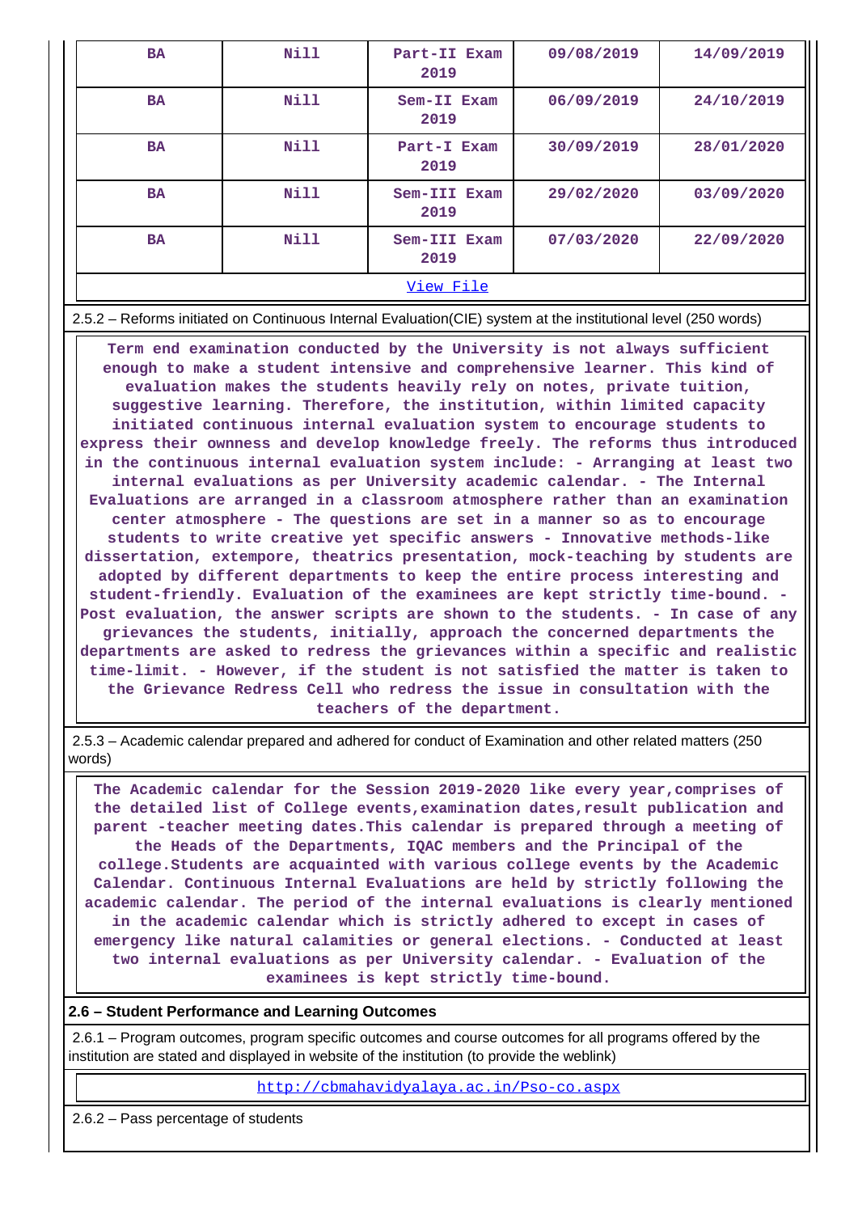| BA | Nill | Part-II Exam 2019 | 09/08/2019 | 14/09/2019 |
|---|---|---|---|---|
| BA | Nill | Sem-II Exam 2019 | 06/09/2019 | 24/10/2019 |
| BA | Nill | Part-I Exam 2019 | 30/09/2019 | 28/01/2020 |
| BA | Nill | Sem-III Exam 2019 | 29/02/2020 | 03/09/2020 |
| BA | Nill | Sem-III Exam 2019 | 07/03/2020 | 22/09/2020 |

View File

2.5.2 – Reforms initiated on Continuous Internal Evaluation(CIE) system at the institutional level (250 words)

Term end examination conducted by the University is not always sufficient enough to make a student intensive and comprehensive learner. This kind of evaluation makes the students heavily rely on notes, private tuition, suggestive learning. Therefore, the institution, within limited capacity initiated continuous internal evaluation system to encourage students to express their ownness and develop knowledge freely. The reforms thus introduced in the continuous internal evaluation system include: - Arranging at least two internal evaluations as per University academic calendar. - The Internal Evaluations are arranged in a classroom atmosphere rather than an examination center atmosphere - The questions are set in a manner so as to encourage students to write creative yet specific answers - Innovative methods-like dissertation, extempore, theatrics presentation, mock-teaching by students are adopted by different departments to keep the entire process interesting and student-friendly. Evaluation of the examinees are kept strictly time-bound. - Post evaluation, the answer scripts are shown to the students. - In case of any grievances the students, initially, approach the concerned departments the departments are asked to redress the grievances within a specific and realistic time-limit. - However, if the student is not satisfied the matter is taken to the Grievance Redress Cell who redress the issue in consultation with the teachers of the department.

2.5.3 – Academic calendar prepared and adhered for conduct of Examination and other related matters (250 words)

The Academic calendar for the Session 2019-2020 like every year,comprises of the detailed list of College events,examination dates,result publication and parent -teacher meeting dates.This calendar is prepared through a meeting of the Heads of the Departments, IQAC members and the Principal of the college.Students are acquainted with various college events by the Academic Calendar. Continuous Internal Evaluations are held by strictly following the academic calendar. The period of the internal evaluations is clearly mentioned in the academic calendar which is strictly adhered to except in cases of emergency like natural calamities or general elections. - Conducted at least two internal evaluations as per University calendar. - Evaluation of the examinees is kept strictly time-bound.

## 2.6 – Student Performance and Learning Outcomes

2.6.1 – Program outcomes, program specific outcomes and course outcomes for all programs offered by the institution are stated and displayed in website of the institution (to provide the weblink)

http://cbmahavidyalaya.ac.in/Pso-co.aspx

2.6.2 – Pass percentage of students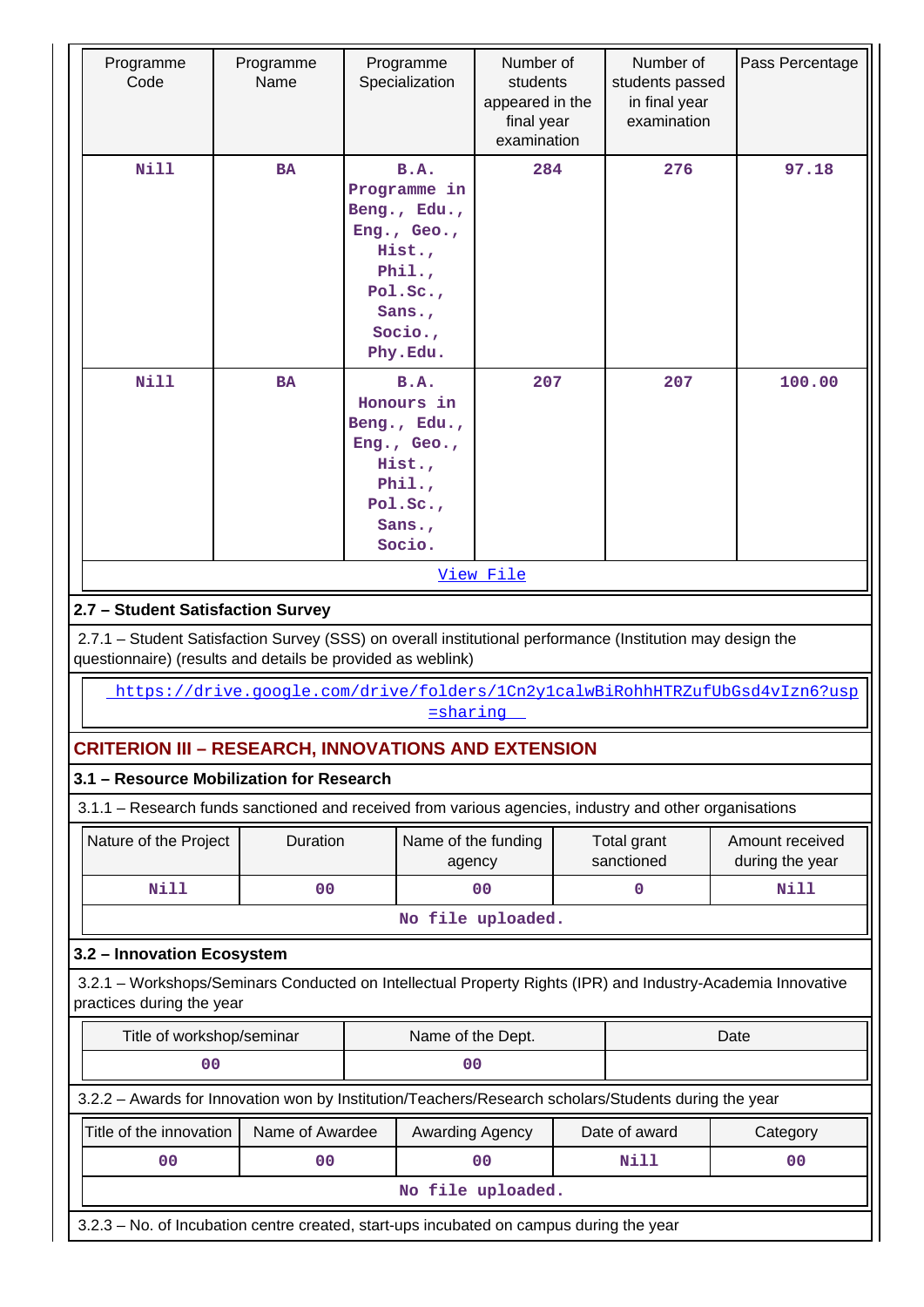| Programme Code | Programme Name | Programme Specialization | Number of students appeared in the final year examination | Number of students passed in final year examination | Pass Percentage |
|---|---|---|---|---|---|
| Nill | BA | B.A. Programme in Beng., Edu., Eng., Geo., Hist., Phil., Pol.Sc., Sans., Socio., Phy.Edu. | 284 | 276 | 97.18 |
| Nill | BA | B.A. Honours in Beng., Edu., Eng., Geo., Hist., Phil., Pol.Sc., Sans., Socio. | 207 | 207 | 100.00 |

[View File]

### 2.7 – Student Satisfaction Survey

2.7.1 – Student Satisfaction Survey (SSS) on overall institutional performance (Institution may design the questionnaire) (results and details be provided as weblink)

https://drive.google.com/drive/folders/1Cn2y1calwBiRohhHTRZufUbGsd4vIzn6?usp=sharing

## CRITERION III – RESEARCH, INNOVATIONS AND EXTENSION

### 3.1 – Resource Mobilization for Research

3.1.1 – Research funds sanctioned and received from various agencies, industry and other organisations

| Nature of the Project | Duration | Name of the funding agency | Total grant sanctioned | Amount received during the year |
|---|---|---|---|---|
| Nill | 00 | 00 | 0 | Nill |

No file uploaded.

### 3.2 – Innovation Ecosystem

3.2.1 – Workshops/Seminars Conducted on Intellectual Property Rights (IPR) and Industry-Academia Innovative practices during the year

| Title of workshop/seminar | Name of the Dept. | Date |
|---|---|---|
| 00 | 00 | |

3.2.2 – Awards for Innovation won by Institution/Teachers/Research scholars/Students during the year

| Title of the innovation | Name of Awardee | Awarding Agency | Date of award | Category |
|---|---|---|---|---|
| 00 | 00 | 00 | Nill | 00 |

No file uploaded.

3.2.3 – No. of Incubation centre created, start-ups incubated on campus during the year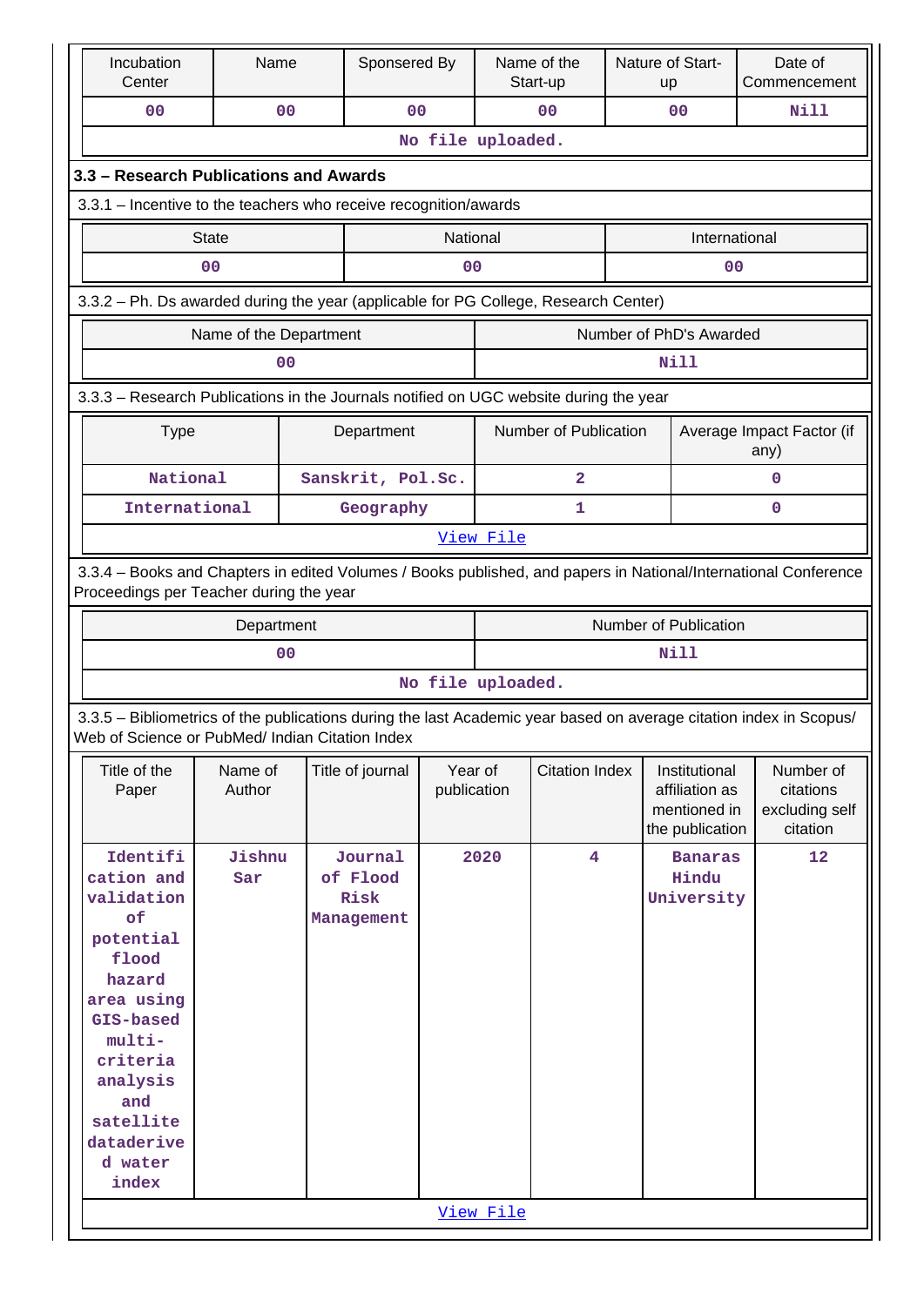| Incubation Center | Name | Sponsered By | Name of the Start-up | Nature of Start-up | Date of Commencement |
|---|---|---|---|---|---|
| 00 | 00 | 00 | 00 | 00 | Nill |
| No file uploaded. | | | | | |

### 3.3 – Research Publications and Awards

3.3.1 – Incentive to the teachers who receive recognition/awards

| State | National | International |
|---|---|---|
| 00 | 00 | 00 |

3.3.2 – Ph. Ds awarded during the year (applicable for PG College, Research Center)

| Name of the Department | Number of PhD's Awarded |
|---|---|
| 00 | Nill |

3.3.3 – Research Publications in the Journals notified on UGC website during the year

| Type | Department | Number of Publication | Average Impact Factor (if any) |
|---|---|---|---|
| National | Sanskrit, Pol.Sc. | 2 | 0 |
| International | Geography | 1 | 0 |
| View File | | | |

3.3.4 – Books and Chapters in edited Volumes / Books published, and papers in National/International Conference Proceedings per Teacher during the year

| Department | Number of Publication |
|---|---|
| 00 | Nill |
| No file uploaded. | |

3.3.5 – Bibliometrics of the publications during the last Academic year based on average citation index in Scopus/ Web of Science or PubMed/ Indian Citation Index

| Title of the Paper | Name of Author | Title of journal | Year of publication | Citation Index | Institutional affiliation as mentioned in the publication | Number of citations excluding self citation |
|---|---|---|---|---|---|---|
| Identification and validation of potential flood hazard area using GIS-based multi-criteria analysis and satellite dataderived water index | Jishnu Sar | Journal of Flood Risk Management | 2020 | 4 | Banaras Hindu University | 12 |
| View File | | | | | | |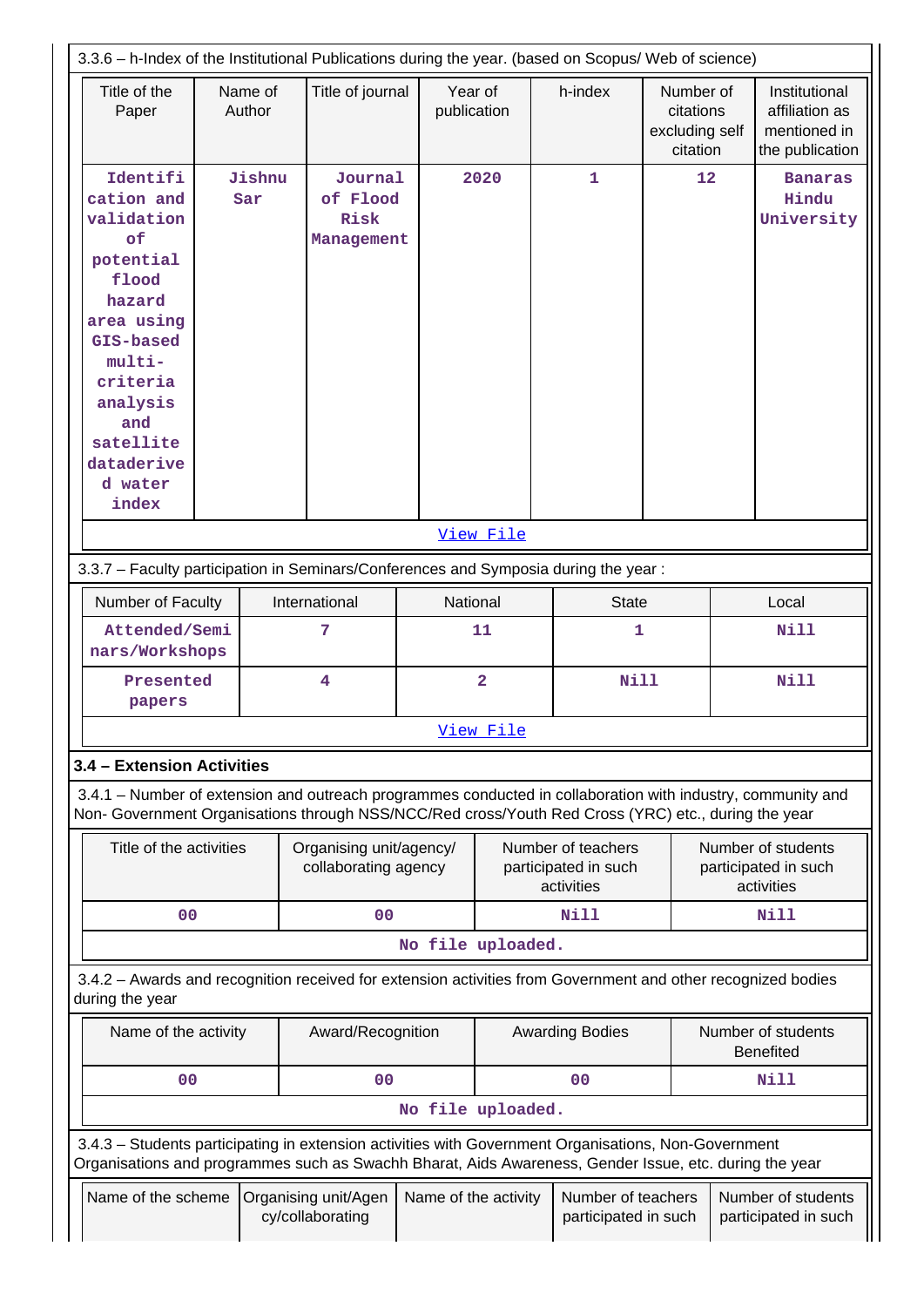3.3.6 – h-Index of the Institutional Publications during the year. (based on Scopus/ Web of science)

| Title of the Paper | Name of Author | Title of journal | Year of publication | h-index | Number of citations excluding self citation | Institutional affiliation as mentioned in the publication |
|---|---|---|---|---|---|---|
| Identification and validation of potential flood hazard area using GIS-based multi-criteria analysis and satellite dataderived water index | Jishnu Sar | Journal of Flood Risk Management | 2020 | 1 | 12 | Banaras Hindu University |
| View File | | | | | | |

3.3.7 – Faculty participation in Seminars/Conferences and Symposia during the year :

| Number of Faculty | International | National | State | Local |
|---|---|---|---|---|
| Attended/Seminars/Workshops | 7 | 11 | 1 | Nill |
| Presented papers | 4 | 2 | Nill | Nill |
| View File | | | | |

### 3.4 – Extension Activities

3.4.1 – Number of extension and outreach programmes conducted in collaboration with industry, community and Non- Government Organisations through NSS/NCC/Red cross/Youth Red Cross (YRC) etc., during the year

| Title of the activities | Organising unit/agency/ collaborating agency | Number of teachers participated in such activities | Number of students participated in such activities |
|---|---|---|---|
| 00 | 00 | Nill | Nill |
| No file uploaded. | | | |

3.4.2 – Awards and recognition received for extension activities from Government and other recognized bodies during the year

| Name of the activity | Award/Recognition | Awarding Bodies | Number of students Benefited |
|---|---|---|---|
| 00 | 00 | 00 | Nill |
| No file uploaded. | | | |

3.4.3 – Students participating in extension activities with Government Organisations, Non-Government Organisations and programmes such as Swachh Bharat, Aids Awareness, Gender Issue, etc. during the year

| Name of the scheme | Organising unit/Agency/collaborating | Name of the activity | Number of teachers participated in such | Number of students participated in such |
|---|---|---|---|---|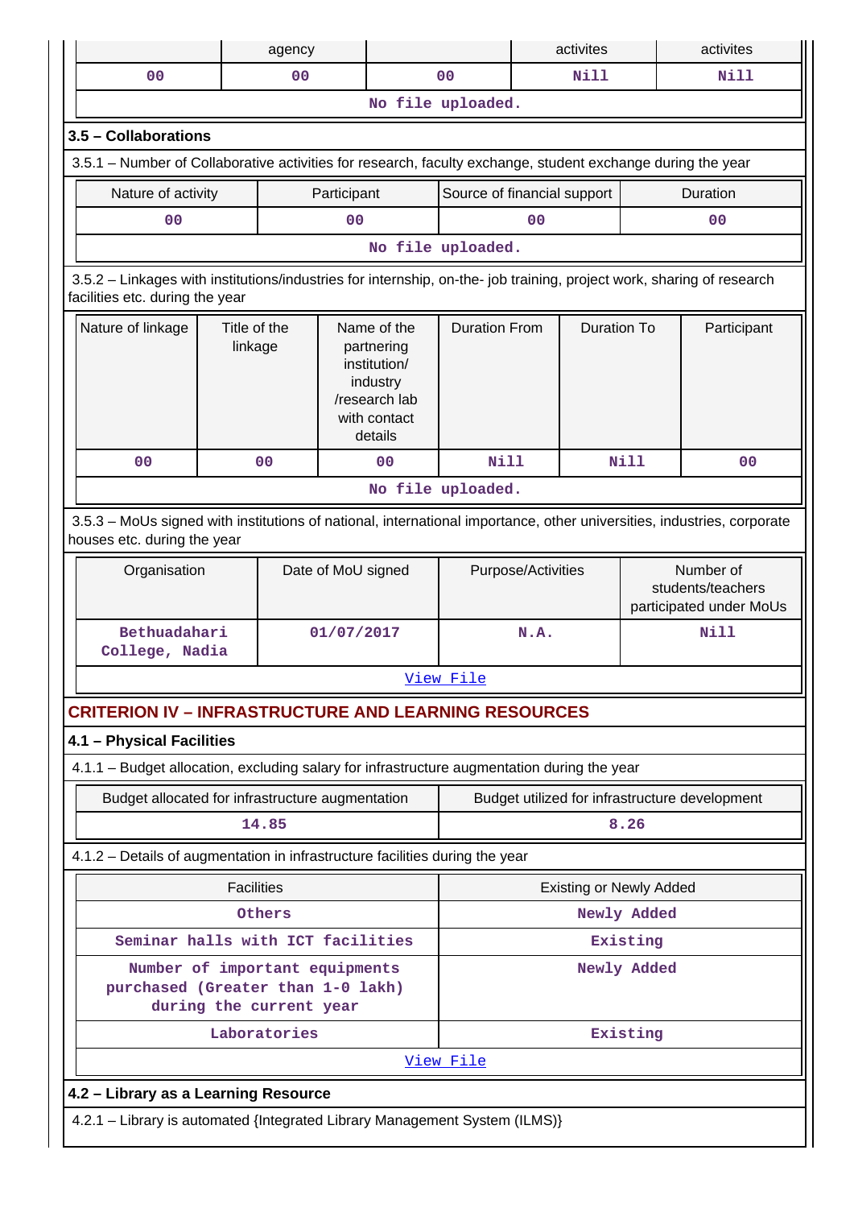| | agency | | activites | activites |
|---|---|---|---|---|
| 00 | 00 | 00 | Nill | Nill |
| No file uploaded. | | | | |

### 3.5 – Collaborations

3.5.1 – Number of Collaborative activities for research, faculty exchange, student exchange during the year

| Nature of activity | Participant | Source of financial support | Duration |
|---|---|---|---|
| 00 | 00 | 00 | 00 |
| No file uploaded. | | | |

3.5.2 – Linkages with institutions/industries for internship, on-the- job training, project work, sharing of research facilities etc. during the year

| Nature of linkage | Title of the linkage | Name of the partnering institution/ industry /research lab with contact details | Duration From | Duration To | Participant |
|---|---|---|---|---|---|
| 00 | 00 | 00 | Nill | Nill | 00 |
| No file uploaded. | | | | | |

3.5.3 – MoUs signed with institutions of national, international importance, other universities, industries, corporate houses etc. during the year

| Organisation | Date of MoU signed | Purpose/Activities | Number of students/teachers participated under MoUs |
|---|---|---|---|
| Bethuadahari College, Nadia | 01/07/2017 | N.A. | Nill |
| View File | | | |

## CRITERION IV – INFRASTRUCTURE AND LEARNING RESOURCES

### 4.1 – Physical Facilities

4.1.1 – Budget allocation, excluding salary for infrastructure augmentation during the year

| Budget allocated for infrastructure augmentation | Budget utilized for infrastructure development |
|---|---|
| 14.85 | 8.26 |

4.1.2 – Details of augmentation in infrastructure facilities during the year

| Facilities | Existing or Newly Added |
|---|---|
| Others | Newly Added |
| Seminar halls with ICT facilities | Existing |
| Number of important equipments purchased (Greater than 1-0 lakh) during the current year | Newly Added |
| Laboratories | Existing |
| View File | |

### 4.2 – Library as a Learning Resource

4.2.1 – Library is automated {Integrated Library Management System (ILMS)}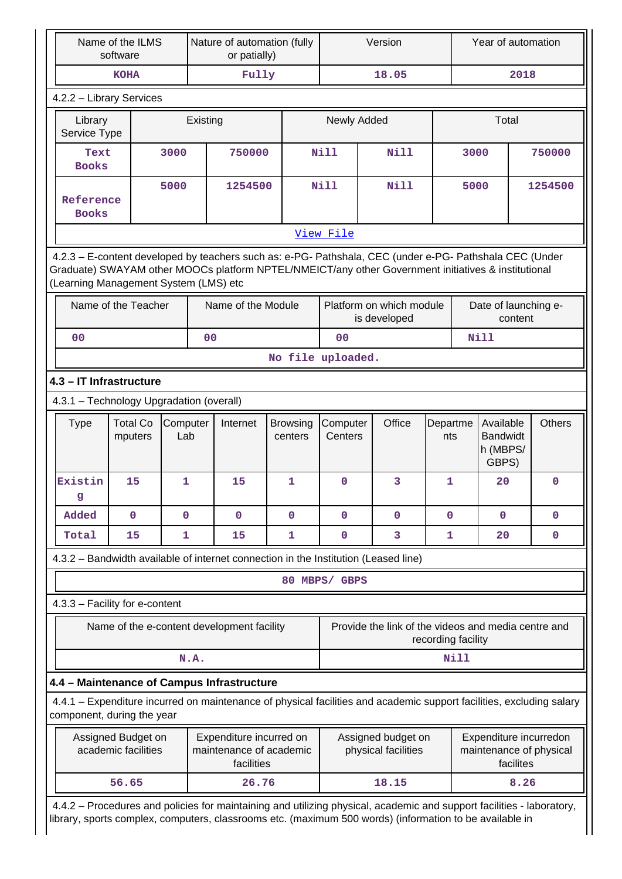| Name of the ILMS software | Nature of automation (fully or patially) | Version | Year of automation |
|---|---|---|---|
| KOHA | Fully | 18.05 | 2018 |

4.2.2 – Library Services

| Library Service Type | Existing | | Newly Added | | Total | |
|---|---|---|---|---|---|---|
| Text Books | 3000 | 750000 | Nill | Nill | 3000 | 750000 |
| Reference Books | 5000 | 1254500 | Nill | Nill | 5000 | 1254500 |

View File

4.2.3 – E-content developed by teachers such as: e-PG- Pathshala, CEC (under e-PG- Pathshala CEC (Under Graduate) SWAYAM other MOOCs platform NPTEL/NMEICT/any other Government initiatives & institutional (Learning Management System (LMS) etc

| Name of the Teacher | Name of the Module | Platform on which module is developed | Date of launching e-content |
|---|---|---|---|
| 00 | 00 | 00 | Nill |

No file uploaded.

### 4.3 – IT Infrastructure

4.3.1 – Technology Upgradation (overall)

| Type | Total Computers | Computer Lab | Internet | Browsing centers | Computer Centers | Office | Departments | Available Bandwidth (MBPS/ GBPS) | Others |
|---|---|---|---|---|---|---|---|---|---|
| Existing | 15 | 1 | 15 | 1 | 0 | 3 | 1 | 20 | 0 |
| Added | 0 | 0 | 0 | 0 | 0 | 0 | 0 | 0 | 0 |
| Total | 15 | 1 | 15 | 1 | 0 | 3 | 1 | 20 | 0 |

4.3.2 – Bandwidth available of internet connection in the Institution (Leased line)

80 MBPS/ GBPS

4.3.3 – Facility for e-content

| Name of the e-content development facility | Provide the link of the videos and media centre and recording facility |
|---|---|
| N.A. | Nill |

### 4.4 – Maintenance of Campus Infrastructure

4.4.1 – Expenditure incurred on maintenance of physical facilities and academic support facilities, excluding salary component, during the year

| Assigned Budget on academic facilities | Expenditure incurred on maintenance of academic facilities | Assigned budget on physical facilities | Expenditure incurredon maintenance of physical facilites |
|---|---|---|---|
| 56.65 | 26.76 | 18.15 | 8.26 |

4.4.2 – Procedures and policies for maintaining and utilizing physical, academic and support facilities - laboratory, library, sports complex, computers, classrooms etc. (maximum 500 words) (information to be available in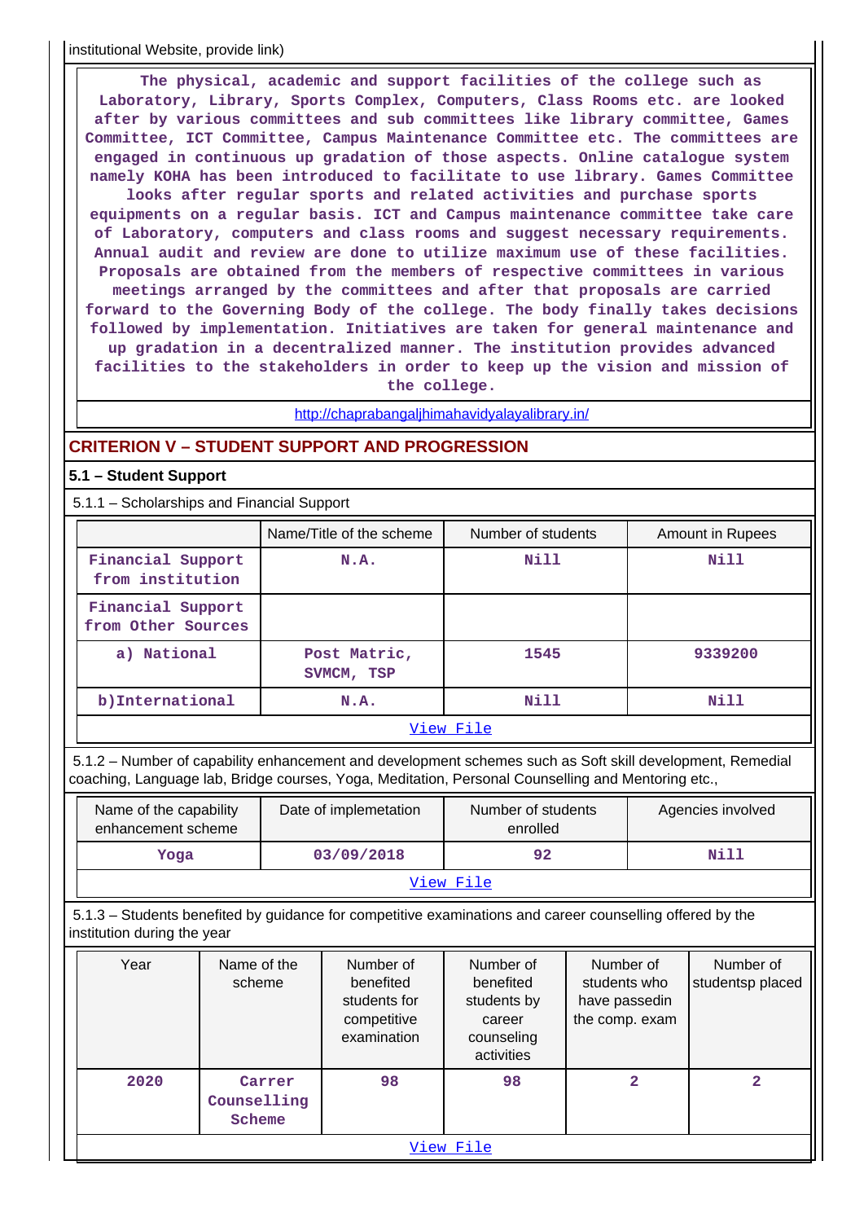institutional Website, provide link)

The physical, academic and support facilities of the college such as Laboratory, Library, Sports Complex, Computers, Class Rooms etc. are looked after by various committees and sub committees like library committee, Games Committee, ICT Committee, Campus Maintenance Committee etc. The committees are engaged in continuous up gradation of those aspects. Online catalogue system namely KOHA has been introduced to facilitate to use library. Games Committee looks after regular sports and related activities and purchase sports equipments on a regular basis. ICT and Campus maintenance committee take care of Laboratory, computers and class rooms and suggest necessary requirements. Annual audit and review are done to utilize maximum use of these facilities. Proposals are obtained from the members of respective committees in various meetings arranged by the committees and after that proposals are carried forward to the Governing Body of the college. The body finally takes decisions followed by implementation. Initiatives are taken for general maintenance and up gradation in a decentralized manner. The institution provides advanced facilities to the stakeholders in order to keep up the vision and mission of the college.

http://chaprabangaljhimahavidyalayalibrary.in/

## CRITERION V – STUDENT SUPPORT AND PROGRESSION

### 5.1 – Student Support

5.1.1 – Scholarships and Financial Support

| | Name/Title of the scheme | Number of students | Amount in Rupees |
|---|---|---|---|
| Financial Support from institution | N.A. | Nill | Nill |
| Financial Support from Other Sources | | | |
| a) National | Post Matric, SVMCM, TSP | 1545 | 9339200 |
| b)International | N.A. | Nill | Nill |

View File

5.1.2 – Number of capability enhancement and development schemes such as Soft skill development, Remedial coaching, Language lab, Bridge courses, Yoga, Meditation, Personal Counselling and Mentoring etc.,

| Name of the capability enhancement scheme | Date of implemetation | Number of students enrolled | Agencies involved |
|---|---|---|---|
| Yoga | 03/09/2018 | 92 | Nill |

View File

5.1.3 – Students benefited by guidance for competitive examinations and career counselling offered by the institution during the year

| Year | Name of the scheme | Number of benefited students for competitive examination | Number of benefited students by career counseling activities | Number of students who have passedin the comp. exam | Number of studentsp placed |
|---|---|---|---|---|---|
| 2020 | Carrer Counselling Scheme | 98 | 98 | 2 | 2 |

View File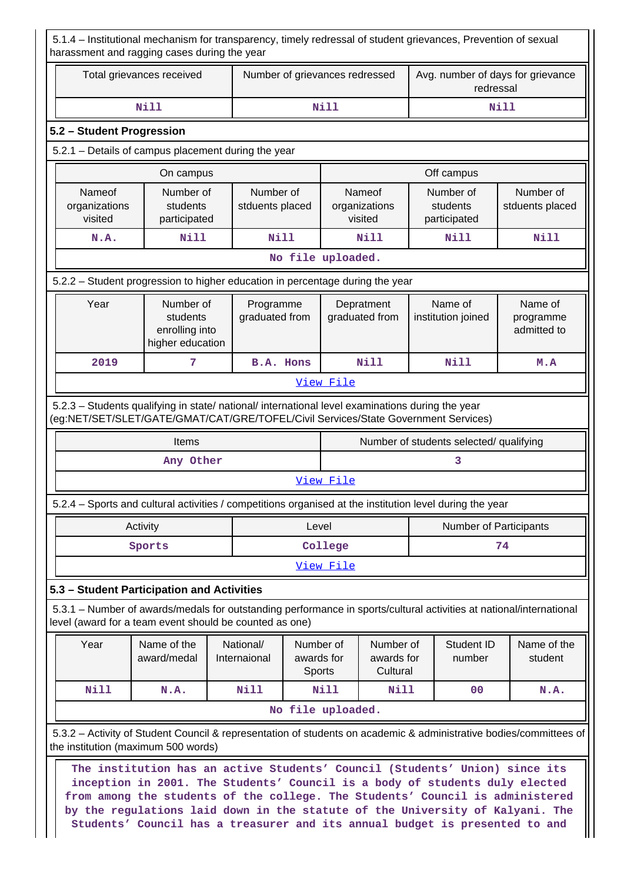5.1.4 – Institutional mechanism for transparency, timely redressal of student grievances, Prevention of sexual harassment and ragging cases during the year

| Total grievances received | Number of grievances redressed | Avg. number of days for grievance redressal |
|---|---|---|
| Nill | Nill | Nill |

## 5.2 – Student Progression

5.2.1 – Details of campus placement during the year

| On campus | | | Off campus | | |
|---|---|---|---|---|---|
| Nameof organizations visited | Number of students participated | Number of stduents placed | Nameof organizations visited | Number of students participated | Number of stduents placed |
| N.A. | Nill | Nill | Nill | Nill | Nill |

No file uploaded.

5.2.2 – Student progression to higher education in percentage during the year

| Year | Number of students enrolling into higher education | Programme graduated from | Depratment graduated from | Name of institution joined | Name of programme admitted to |
|---|---|---|---|---|---|
| 2019 | 7 | B.A. Hons | Nill | Nill | M.A |

View File

5.2.3 – Students qualifying in state/ national/ international level examinations during the year (eg:NET/SET/SLET/GATE/GMAT/CAT/GRE/TOFEL/Civil Services/State Government Services)

| Items | Number of students selected/ qualifying |
|---|---|
| Any Other | 3 |

View File

5.2.4 – Sports and cultural activities / competitions organised at the institution level during the year

| Activity | Level | Number of Participants |
|---|---|---|
| Sports | College | 74 |

View File

## 5.3 – Student Participation and Activities

5.3.1 – Number of awards/medals for outstanding performance in sports/cultural activities at national/international level (award for a team event should be counted as one)

| Year | Name of the award/medal | National/ Internaional | Number of awards for Sports | Number of awards for Cultural | Student ID number | Name of the student |
|---|---|---|---|---|---|---|
| Nill | N.A. | Nill | Nill | Nill | 00 | N.A. |

No file uploaded.

5.3.2 – Activity of Student Council & representation of students on academic & administrative bodies/committees of the institution (maximum 500 words)

The institution has an active Students' Council (Students' Union) since its inception in 2001. The Students' Council is a body of students duly elected from among the students of the college. The Students' Council is administered by the regulations laid down in the statute of the University of Kalyani. The Students' Council has a treasurer and its annual budget is presented to and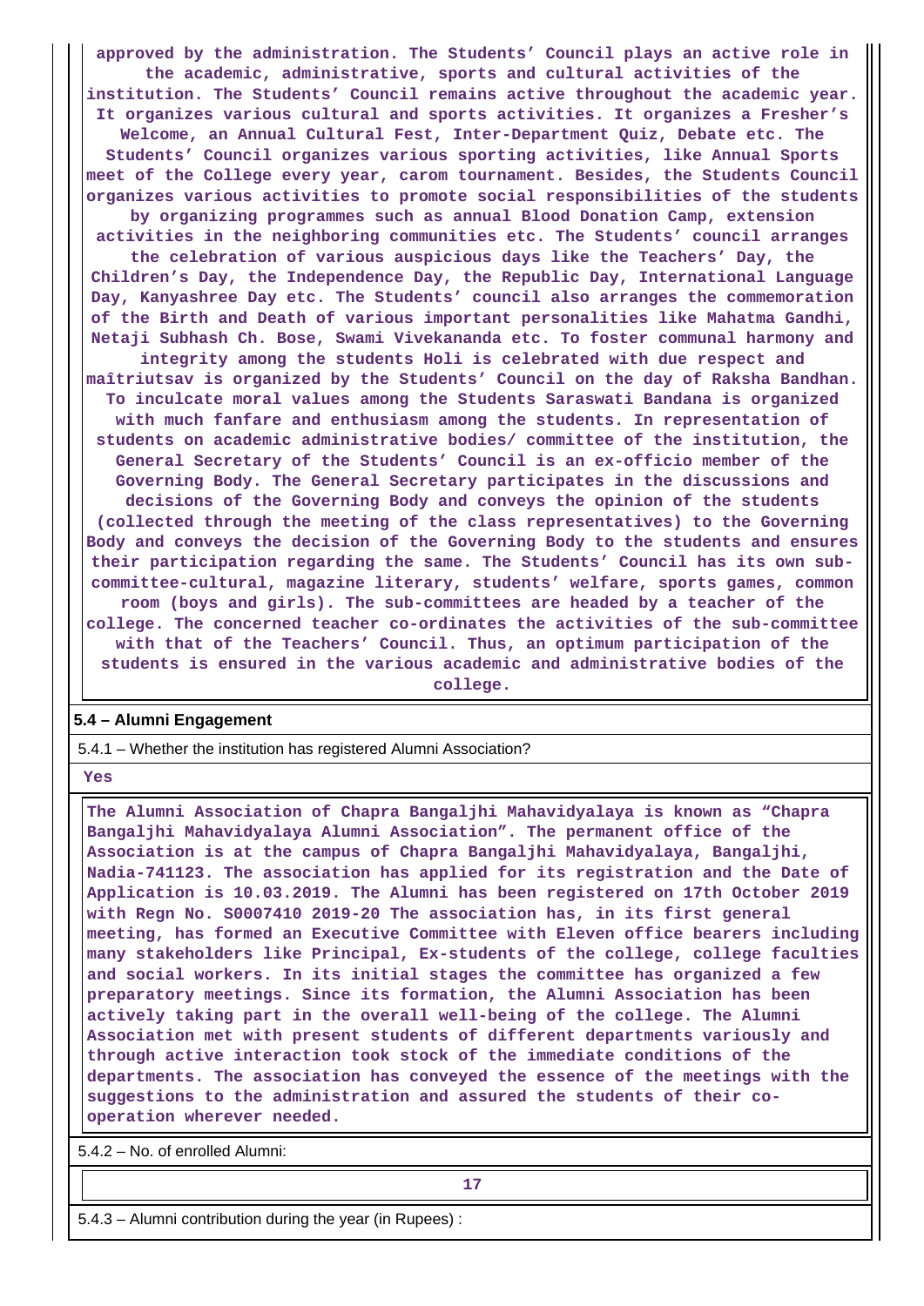**approved by the administration. The Students' Council plays an active role in the academic, administrative, sports and cultural activities of the institution. The Students' Council remains active throughout the academic year. It organizes various cultural and sports activities. It organizes a Fresher's Welcome, an Annual Cultural Fest, Inter-Department Quiz, Debate etc. The Students' Council organizes various sporting activities, like Annual Sports meet of the College every year, carom tournament. Besides, the Students Council organizes various activities to promote social responsibilities of the students by organizing programmes such as annual Blood Donation Camp, extension activities in the neighboring communities etc. The Students' council arranges the celebration of various auspicious days like the Teachers' Day, the Children's Day, the Independence Day, the Republic Day, International Language Day, Kanyashree Day etc. The Students' council also arranges the commemoration of the Birth and Death of various important personalities like Mahatma Gandhi, Netaji Subhash Ch. Bose, Swami Vivekananda etc. To foster communal harmony and integrity among the students Holi is celebrated with due respect and maîtriutsav is organized by the Students' Council on the day of Raksha Bandhan. To inculcate moral values among the Students Saraswati Bandana is organized with much fanfare and enthusiasm among the students. In representation of students on academic administrative bodies/ committee of the institution, the General Secretary of the Students' Council is an ex-officio member of the Governing Body. The General Secretary participates in the discussions and decisions of the Governing Body and conveys the opinion of the students (collected through the meeting of the class representatives) to the Governing Body and conveys the decision of the Governing Body to the students and ensures their participation regarding the same. The Students' Council has its own sub-committee-cultural, magazine literary, students' welfare, sports games, common room (boys and girls). The sub-committees are headed by a teacher of the college. The concerned teacher co-ordinates the activities of the sub-committee with that of the Teachers' Council. Thus, an optimum participation of the students is ensured in the various academic and administrative bodies of the college.**

**5.4 – Alumni Engagement**

5.4.1 – Whether the institution has registered Alumni Association?

**Yes**

**The Alumni Association of Chapra Bangaljhi Mahavidyalaya is known as "Chapra Bangaljhi Mahavidyalaya Alumni Association". The permanent office of the Association is at the campus of Chapra Bangaljhi Mahavidyalaya, Bangaljhi, Nadia-741123. The association has applied for its registration and the Date of Application is 10.03.2019. The Alumni has been registered on 17th October 2019 with Regn No. S0007410 2019-20 The association has, in its first general meeting, has formed an Executive Committee with Eleven office bearers including many stakeholders like Principal, Ex-students of the college, college faculties and social workers. In its initial stages the committee has organized a few preparatory meetings. Since its formation, the Alumni Association has been actively taking part in the overall well-being of the college. The Alumni Association met with present students of different departments variously and through active interaction took stock of the immediate conditions of the departments. The association has conveyed the essence of the meetings with the suggestions to the administration and assured the students of their co-operation wherever needed.**

5.4.2 – No. of enrolled Alumni:

**17**

5.4.3 – Alumni contribution during the year (in Rupees) :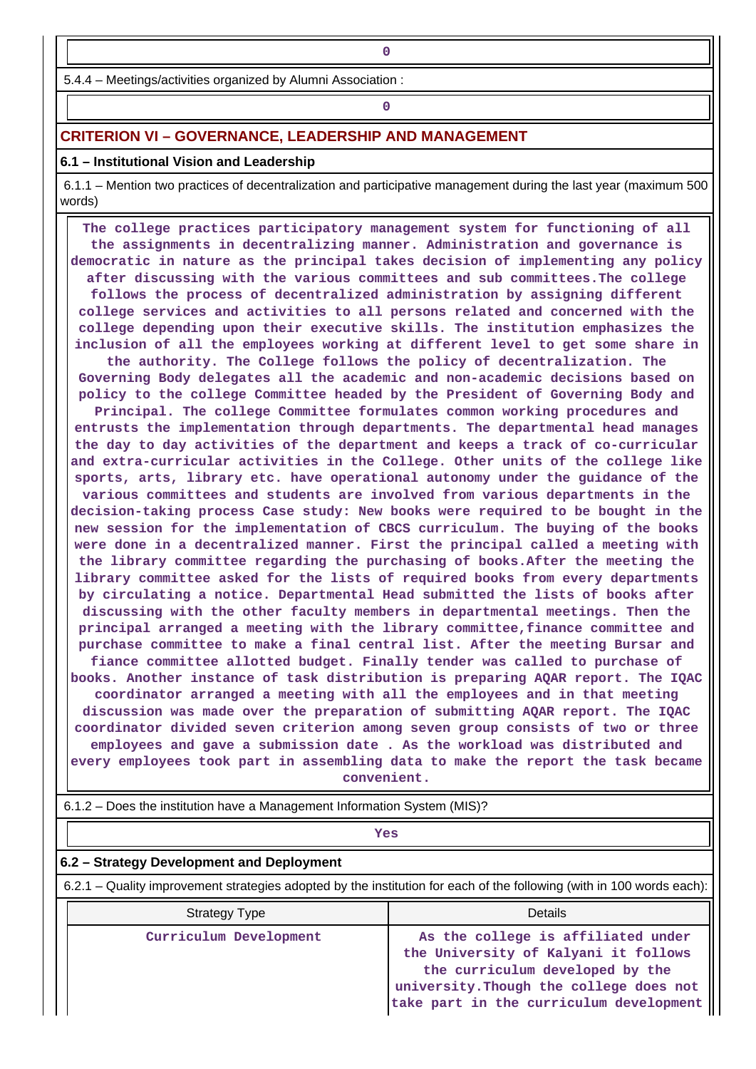0

5.4.4 – Meetings/activities organized by Alumni Association :

0

## CRITERION VI – GOVERNANCE, LEADERSHIP AND MANAGEMENT

### 6.1 – Institutional Vision and Leadership

6.1.1 – Mention two practices of decentralization and participative management during the last year (maximum 500 words)

The college practices participatory management system for functioning of all the assignments in decentralizing manner. Administration and governance is democratic in nature as the principal takes decision of implementing any policy after discussing with the various committees and sub committees.The college follows the process of decentralized administration by assigning different college services and activities to all persons related and concerned with the college depending upon their executive skills. The institution emphasizes the inclusion of all the employees working at different level to get some share in the authority. The College follows the policy of decentralization. The Governing Body delegates all the academic and non-academic decisions based on policy to the college Committee headed by the President of Governing Body and Principal. The college Committee formulates common working procedures and entrusts the implementation through departments. The departmental head manages the day to day activities of the department and keeps a track of co-curricular and extra-curricular activities in the College. Other units of the college like sports, arts, library etc. have operational autonomy under the guidance of the various committees and students are involved from various departments in the decision-taking process Case study: New books were required to be bought in the new session for the implementation of CBCS curriculum. The buying of the books were done in a decentralized manner. First the principal called a meeting with the library committee regarding the purchasing of books.After the meeting the library committee asked for the lists of required books from every departments by circulating a notice. Departmental Head submitted the lists of books after discussing with the other faculty members in departmental meetings. Then the principal arranged a meeting with the library committee,finance committee and purchase committee to make a final central list. After the meeting Bursar and fiance committee allotted budget. Finally tender was called to purchase of books. Another instance of task distribution is preparing AQAR report. The IQAC coordinator arranged a meeting with all the employees and in that meeting discussion was made over the preparation of submitting AQAR report. The IQAC coordinator divided seven criterion among seven group consists of two or three employees and gave a submission date . As the workload was distributed and every employees took part in assembling data to make the report the task became convenient.

6.1.2 – Does the institution have a Management Information System (MIS)?

Yes

### 6.2 – Strategy Development and Deployment

6.2.1 – Quality improvement strategies adopted by the institution for each of the following (with in 100 words each):

| Strategy Type | Details |
|---|---|
| Curriculum Development | As the college is affiliated under the University of Kalyani it follows the curriculum developed by the university.Though the college does not take part in the curriculum development |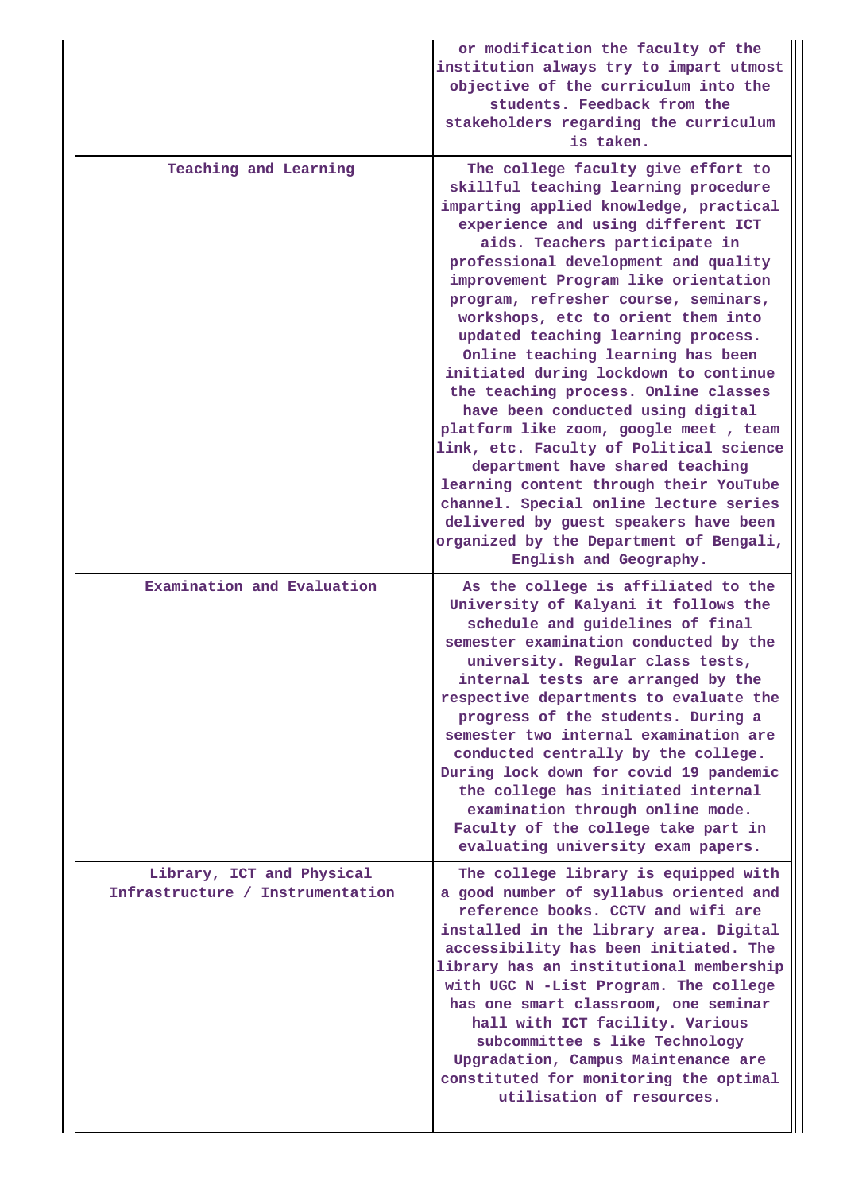|  |  |
|---|---|
|  | or modification the faculty of the institution always try to impart utmost objective of the curriculum into the students. Feedback from the stakeholders regarding the curriculum is taken. |
| Teaching and Learning | The college faculty give effort to skillful teaching learning procedure imparting applied knowledge, practical experience and using different ICT aids. Teachers participate in professional development and quality improvement Program like orientation program, refresher course, seminars, workshops, etc to orient them into updated teaching learning process. Online teaching learning has been initiated during lockdown to continue the teaching process. Online classes have been conducted using digital platform like zoom, google meet , team link, etc. Faculty of Political science department have shared teaching learning content through their YouTube channel. Special online lecture series delivered by guest speakers have been organized by the Department of Bengali, English and Geography. |
| Examination and Evaluation | As the college is affiliated to the University of Kalyani it follows the schedule and guidelines of final semester examination conducted by the university. Regular class tests, internal tests are arranged by the respective departments to evaluate the progress of the students. During a semester two internal examination are conducted centrally by the college. During lock down for covid 19 pandemic the college has initiated internal examination through online mode. Faculty of the college take part in evaluating university exam papers. |
| Library, ICT and Physical Infrastructure / Instrumentation | The college library is equipped with a good number of syllabus oriented and reference books. CCTV and wifi are installed in the library area. Digital accessibility has been initiated. The library has an institutional membership with UGC N -List Program. The college has one smart classroom, one seminar hall with ICT facility. Various subcommittee s like Technology Upgradation, Campus Maintenance are constituted for monitoring the optimal utilisation of resources. |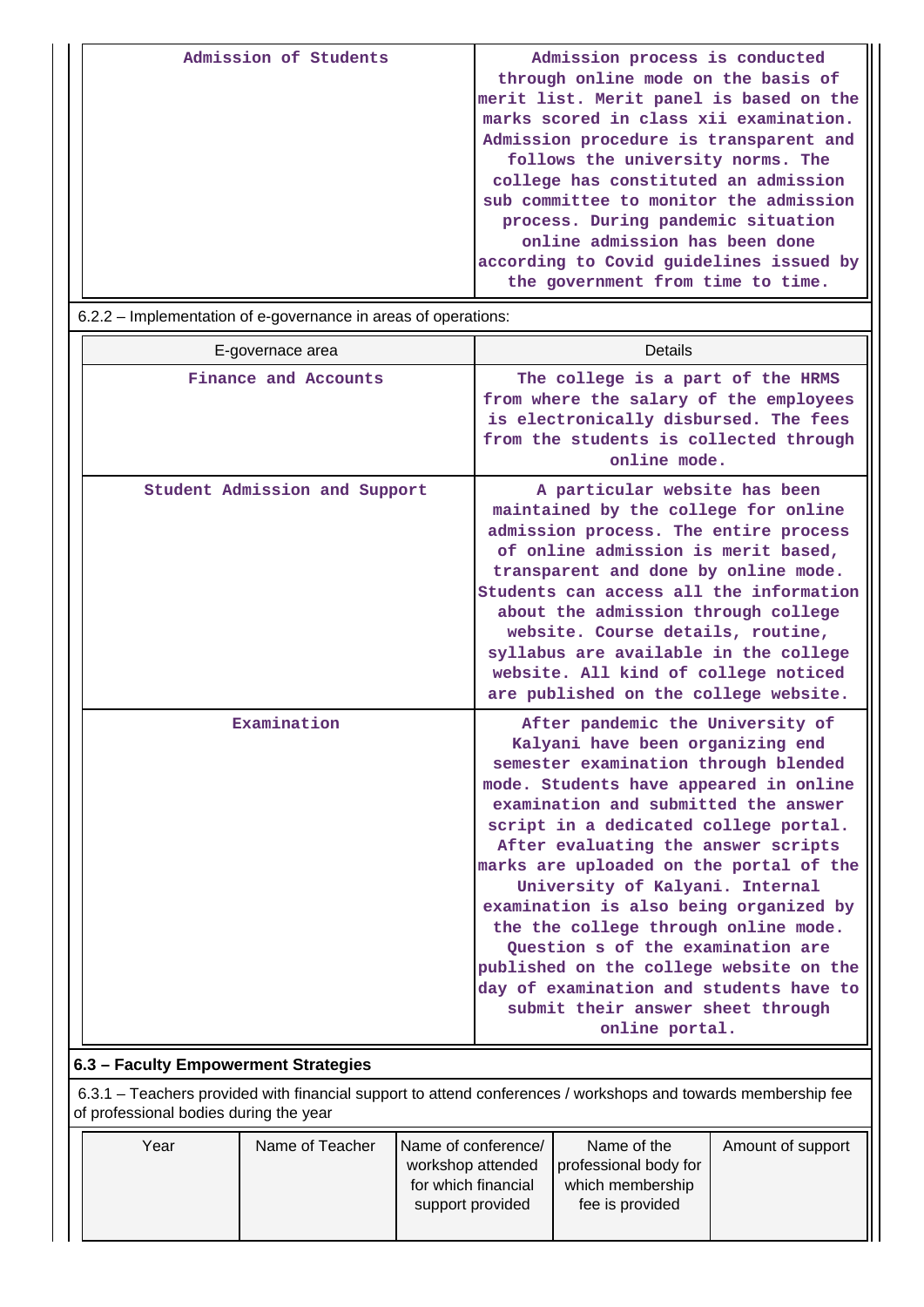| Admission of Students | Admission process is conducted through online mode on the basis of merit list. Merit panel is based on the marks scored in class xii examination. Admission procedure is transparent and follows the university norms. The college has constituted an admission sub committee to monitor the admission process. During pandemic situation online admission has been done according to Covid guidelines issued by the government from time to time. |
|---|---|

6.2.2 – Implementation of e-governance in areas of operations:

| E-governace area | Details |
|---|---|
| Finance and Accounts | The college is a part of the HRMS from where the salary of the employees is electronically disbursed. The fees from the students is collected through online mode. |
| Student Admission and Support | A particular website has been maintained by the college for online admission process. The entire process of online admission is merit based, transparent and done by online mode. Students can access all the information about the admission through college website. Course details, routine, syllabus are available in the college website. All kind of college noticed are published on the college website. |
| Examination | After pandemic the University of Kalyani have been organizing end semester examination through blended mode. Students have appeared in online examination and submitted the answer script in a dedicated college portal. After evaluating the answer scripts marks are uploaded on the portal of the University of Kalyani. Internal examination is also being organized by the the college through online mode. Question s of the examination are published on the college website on the day of examination and students have to submit their answer sheet through online portal. |

### 6.3 – Faculty Empowerment Strategies

6.3.1 – Teachers provided with financial support to attend conferences / workshops and towards membership fee of professional bodies during the year

| Year | Name of Teacher | Name of conference/ workshop attended for which financial support provided | Name of the professional body for which membership fee is provided | Amount of support |
|---|---|---|---|---|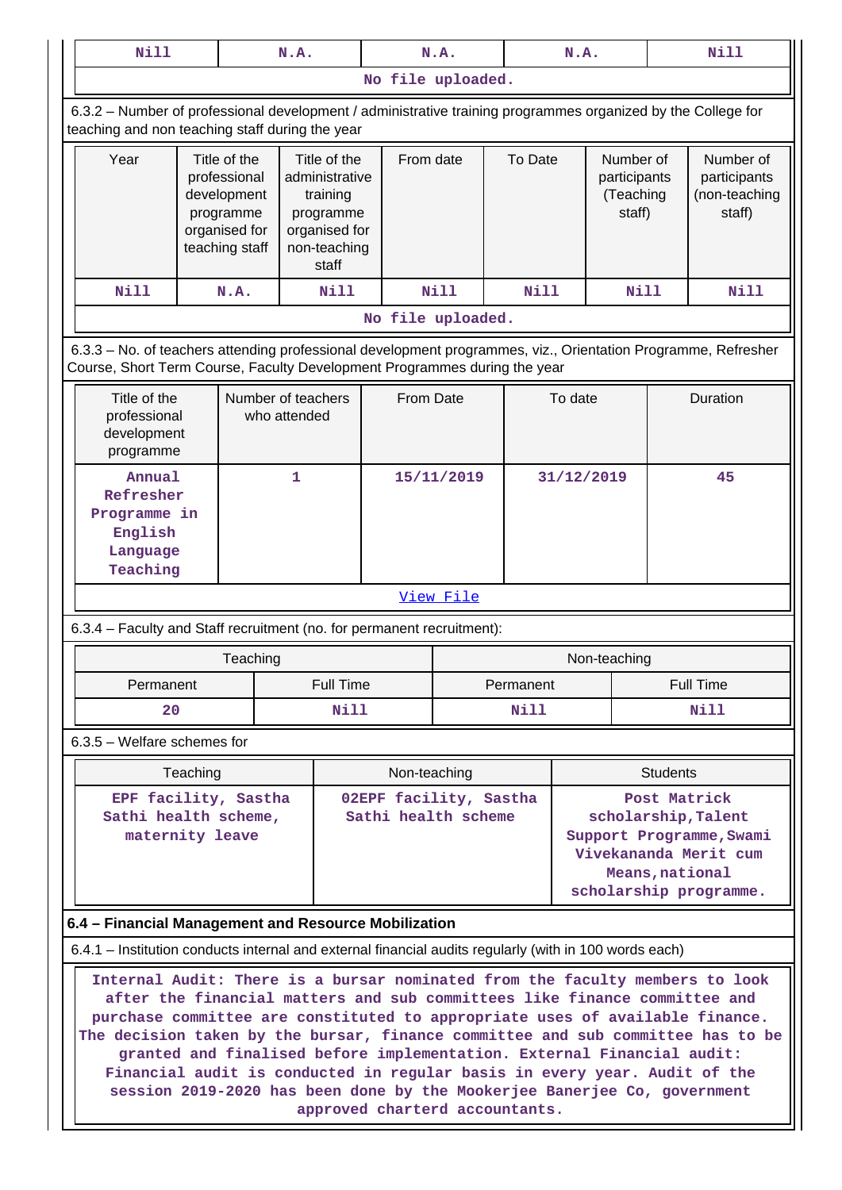| Nill | N.A. | N.A. | N.A. | Nill |
|---|---|---|---|---|
| No file uploaded. | | | | |

6.3.2 – Number of professional development / administrative training programmes organized by the College for teaching and non teaching staff during the year

| Year | Title of the professional development programme organised for teaching staff | Title of the administrative training programme organised for non-teaching staff | From date | To Date | Number of participants (Teaching staff) | Number of participants (non-teaching staff) |
|---|---|---|---|---|---|---|
| Nill | N.A. | Nill | Nill | Nill | Nill | Nill |
| No file uploaded. | | | | | | |

6.3.3 – No. of teachers attending professional development programmes, viz., Orientation Programme, Refresher Course, Short Term Course, Faculty Development Programmes during the year

| Title of the professional development programme | Number of teachers who attended | From Date | To date | Duration |
|---|---|---|---|---|
| Annual Refresher Programme in English Language Teaching | 1 | 15/11/2019 | 31/12/2019 | 45 |
| View File | | | | |

6.3.4 – Faculty and Staff recruitment (no. for permanent recruitment):

| Teaching | | Non-teaching | |
|---|---|---|---|
| Permanent | Full Time | Permanent | Full Time |
| 20 | Nill | Nill | Nill |

6.3.5 – Welfare schemes for

| Teaching | Non-teaching | Students |
|---|---|---|
| EPF facility, Sastha Sathi health scheme, maternity leave | 02EPF facility, Sastha Sathi health scheme | Post Matrick scholarship,Talent Support Programme,Swami Vivekananda Merit cum Means,national scholarship programme. |

### 6.4 – Financial Management and Resource Mobilization

6.4.1 – Institution conducts internal and external financial audits regularly (with in 100 words each)

Internal Audit: There is a bursar nominated from the faculty members to look after the financial matters and sub committees like finance committee and purchase committee are constituted to appropriate uses of available finance. The decision taken by the bursar, finance committee and sub committee has to be granted and finalised before implementation. External Financial audit: Financial audit is conducted in regular basis in every year. Audit of the session 2019-2020 has been done by the Mookerjee Banerjee Co, government approved charterd accountants.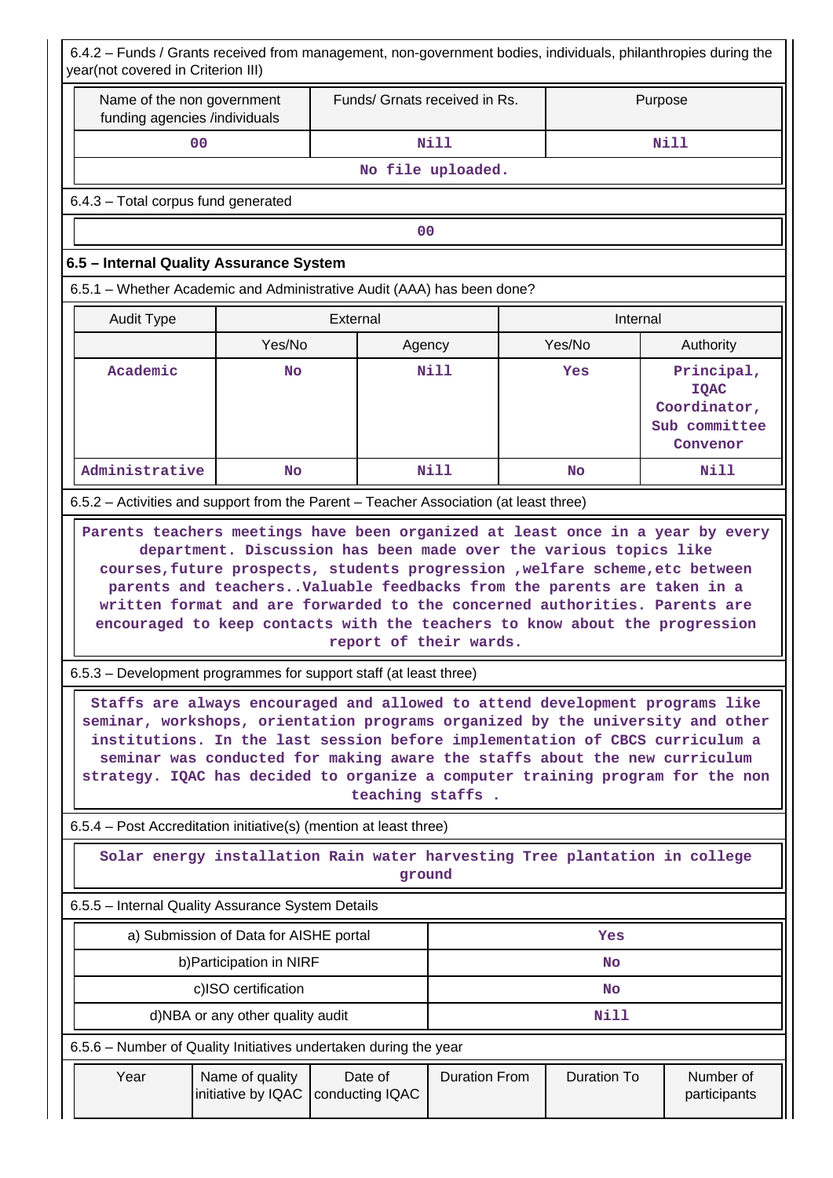6.4.2 – Funds / Grants received from management, non-government bodies, individuals, philanthropies during the year(not covered in Criterion III)

| Name of the non government funding agencies /individuals | Funds/ Grnats received in Rs. | Purpose |
|---|---|---|
| 00 | Nill | Nill |

No file uploaded.

6.4.3 – Total corpus fund generated

00

## 6.5 – Internal Quality Assurance System

6.5.1 – Whether Academic and Administrative Audit (AAA) has been done?

| Audit Type | External | | Internal | |
|---|---|---|---|---|
| | Yes/No | Agency | Yes/No | Authority |
| Academic | No | Nill | Yes | Principal, IQAC Coordinator, Sub committee Convenor |
| Administrative | No | Nill | No | Nill |

6.5.2 – Activities and support from the Parent – Teacher Association (at least three)

Parents teachers meetings have been organized at least once in a year by every department. Discussion has been made over the various topics like courses,future prospects, students progression ,welfare scheme,etc between parents and teachers..Valuable feedbacks from the parents are taken in a written format and are forwarded to the concerned authorities. Parents are encouraged to keep contacts with the teachers to know about the progression report of their wards.

6.5.3 – Development programmes for support staff (at least three)

Staffs are always encouraged and allowed to attend development programs like seminar, workshops, orientation programs organized by the university and other institutions. In the last session before implementation of CBCS curriculum a seminar was conducted for making aware the staffs about the new curriculum strategy. IQAC has decided to organize a computer training program for the non teaching staffs .

6.5.4 – Post Accreditation initiative(s) (mention at least three)

Solar energy installation Rain water harvesting Tree plantation in college ground

6.5.5 – Internal Quality Assurance System Details

| | |
|---|---|
| a) Submission of Data for AISHE portal | Yes |
| b)Participation in NIRF | No |
| c)ISO certification | No |
| d)NBA or any other quality audit | Nill |

6.5.6 – Number of Quality Initiatives undertaken during the year

| Year | Name of quality initiative by IQAC | Date of conducting IQAC | Duration From | Duration To | Number of participants |
|---|---|---|---|---|---|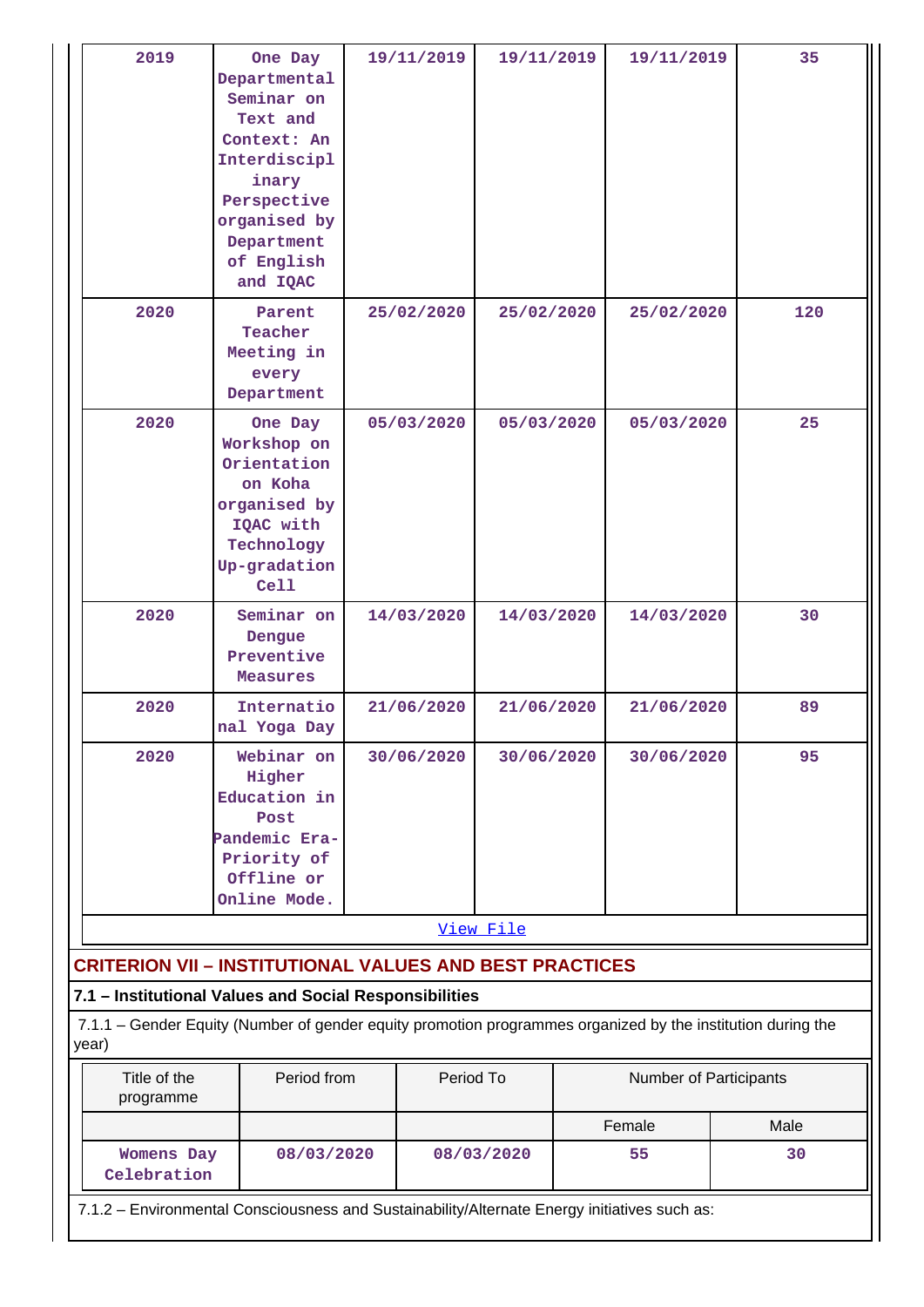| 2019 | One Day Departmental Seminar on Text and Context: An Interdisciplinary Perspective organised by Department of English and IQAC | 19/11/2019 | 19/11/2019 | 19/11/2019 | 35 |
|---|---|---|---|---|---|
| 2020 | Parent Teacher Meeting in every Department | 25/02/2020 | 25/02/2020 | 25/02/2020 | 120 |
| 2020 | One Day Workshop on Orientation on Koha organised by IQAC with Technology Up-gradation Cell | 05/03/2020 | 05/03/2020 | 05/03/2020 | 25 |
| 2020 | Seminar on Dengue Preventive Measures | 14/03/2020 | 14/03/2020 | 14/03/2020 | 30 |
| 2020 | International Yoga Day | 21/06/2020 | 21/06/2020 | 21/06/2020 | 89 |
| 2020 | Webinar on Higher Education in Post Pandemic Era-Priority of Offline or Online Mode. | 30/06/2020 | 30/06/2020 | 30/06/2020 | 95 |

View File

## CRITERION VII – INSTITUTIONAL VALUES AND BEST PRACTICES

### 7.1 – Institutional Values and Social Responsibilities

7.1.1 – Gender Equity (Number of gender equity promotion programmes organized by the institution during the year)

| Title of the programme | Period from | Period To | Number of Participants | |
|---|---|---|---|---|
| | | | Female | Male |
| Womens Day Celebration | 08/03/2020 | 08/03/2020 | 55 | 30 |

7.1.2 – Environmental Consciousness and Sustainability/Alternate Energy initiatives such as: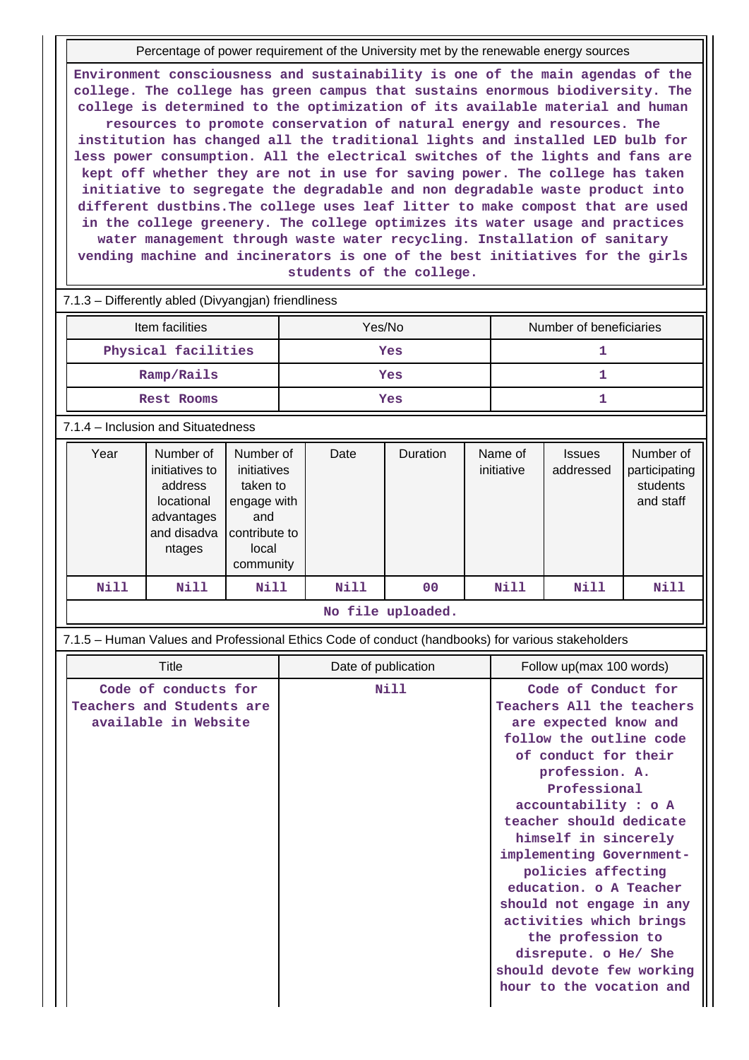| Percentage of power requirement of the University met by the renewable energy sources |
|---|
| Environment consciousness and sustainability is one of the main agendas of the college. The college has green campus that sustains enormous biodiversity. The college is determined to the optimization of its available material and human resources to promote conservation of natural energy and resources. The institution has changed all the traditional lights and installed LED bulb for less power consumption. All the electrical switches of the lights and fans are kept off whether they are not in use for saving power. The college has taken initiative to segregate the degradable and non degradable waste product into different dustbins.The college uses leaf litter to make compost that are used in the college greenery. The college optimizes its water usage and practices water management through waste water recycling. Installation of sanitary vending machine and incinerators is one of the best initiatives for the girls students of the college. |

7.1.3 – Differently abled (Divyangjan) friendliness

| Item facilities | Yes/No | Number of beneficiaries |
|---|---|---|
| Physical facilities | Yes | 1 |
| Ramp/Rails | Yes | 1 |
| Rest Rooms | Yes | 1 |

7.1.4 – Inclusion and Situatedness

| Year | Number of initiatives to address locational advantages and disadva ntages | Number of initiatives taken to engage with and contribute to local community | Date | Duration | Name of initiative | Issues addressed | Number of participating students and staff |
|---|---|---|---|---|---|---|---|
| Nill | Nill | Nill | Nill | 00 | Nill | Nill | Nill |
| No file uploaded. | | | | | | | |

7.1.5 – Human Values and Professional Ethics Code of conduct (handbooks) for various stakeholders

| Title | Date of publication | Follow up(max 100 words) |
|---|---|---|
| Code of conducts for Teachers and Students are available in Website | Nill | Code of Conduct for Teachers All the teachers are expected know and follow the outline code of conduct for their profession. A. Professional accountability : o A teacher should dedicate himself in sincerely implementing Government-policies affecting education. o A Teacher should not engage in any activities which brings the profession to disrepute. o He/ She should devote few working hour to the vocation and |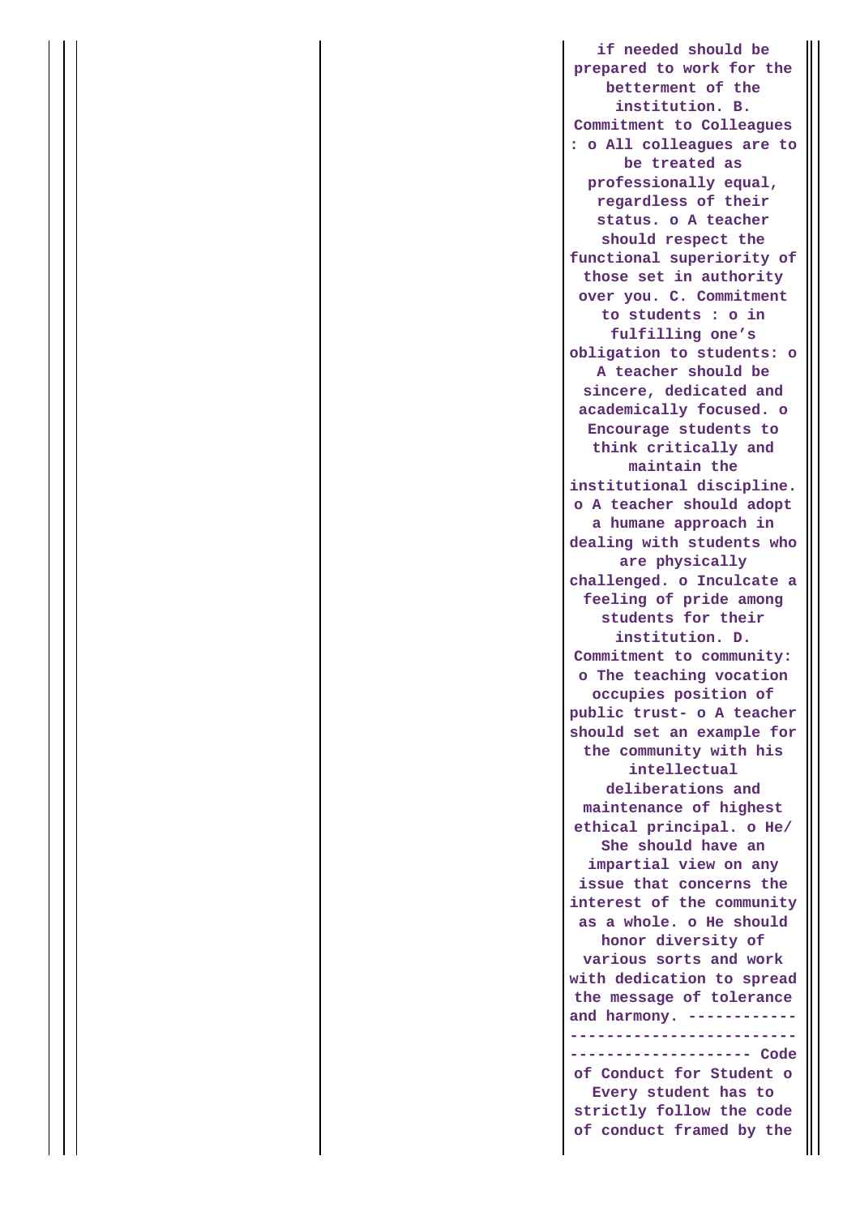| | | |
|---|---|---|
| | | if needed should be prepared to work for the betterment of the institution. B. Commitment to Colleagues : o All colleagues are to be treated as professionally equal, regardless of their status. o A teacher should respect the functional superiority of those set in authority over you. C. Commitment to students : o in fulfilling one's obligation to students: o A teacher should be sincere, dedicated and academically focused. o Encourage students to think critically and maintain the institutional discipline. o A teacher should adopt a humane approach in dealing with students who are physically challenged. o Inculcate a feeling of pride among students for their institution. D. Commitment to community: o The teaching vocation occupies position of public trust- o A teacher should set an example for the community with his intellectual deliberations and maintenance of highest ethical principal. o He/ She should have an impartial view on any issue that concerns the interest of the community as a whole. o He should honor diversity of various sorts and work with dedication to spread the message of tolerance and harmony. --------------------------------------------------------- Code of Conduct for Student o Every student has to strictly follow the code of conduct framed by the |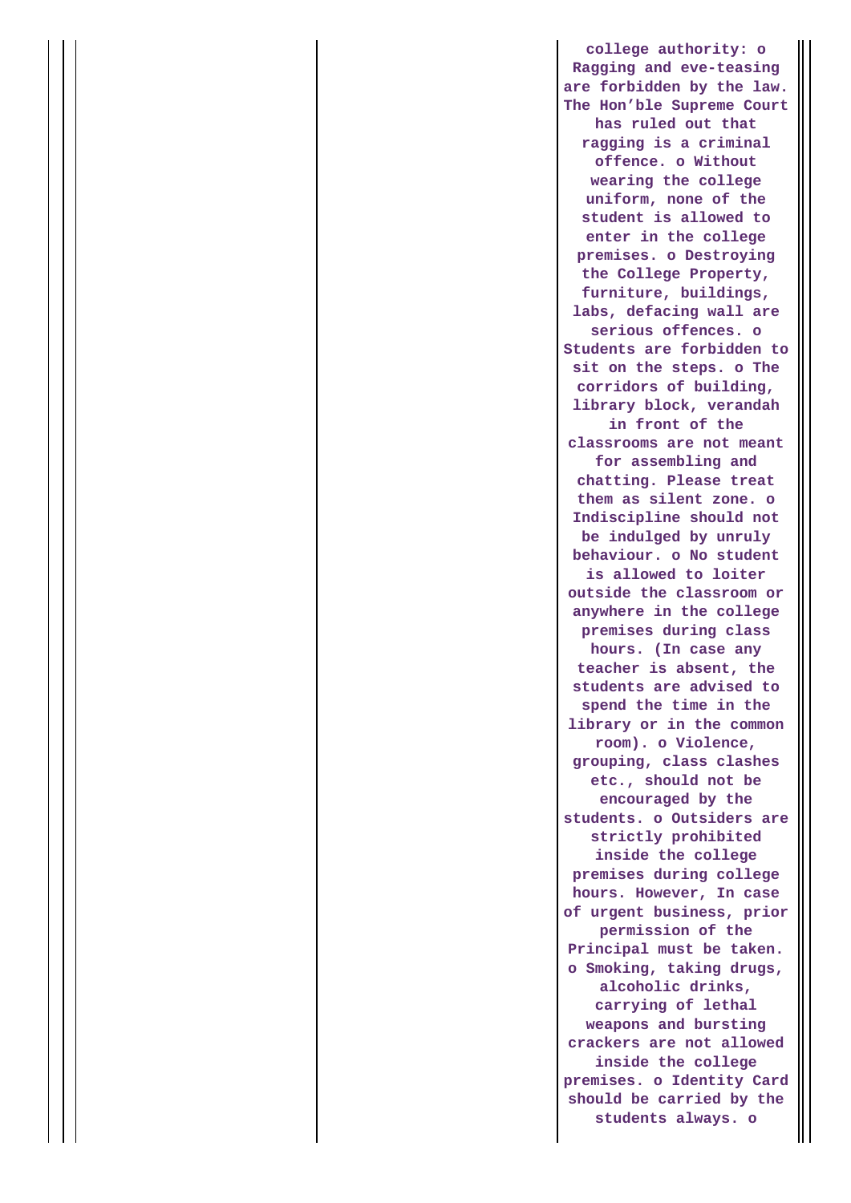| | | |
|---|---|---|
| | | college authority: o Ragging and eve-teasing are forbidden by the law. The Hon'ble Supreme Court has ruled out that ragging is a criminal offence. o Without wearing the college uniform, none of the student is allowed to enter in the college premises. o Destroying the College Property, furniture, buildings, labs, defacing wall are serious offences. o Students are forbidden to sit on the steps. o The corridors of building, library block, verandah in front of the classrooms are not meant for assembling and chatting. Please treat them as silent zone. o Indiscipline should not be indulged by unruly behaviour. o No student is allowed to loiter outside the classroom or anywhere in the college premises during class hours. (In case any teacher is absent, the students are advised to spend the time in the library or in the common room). o Violence, grouping, class clashes etc., should not be encouraged by the students. o Outsiders are strictly prohibited inside the college premises during college hours. However, In case of urgent business, prior permission of the Principal must be taken. o Smoking, taking drugs, alcoholic drinks, carrying of lethal weapons and bursting crackers are not allowed inside the college premises. o Identity Card should be carried by the students always. o |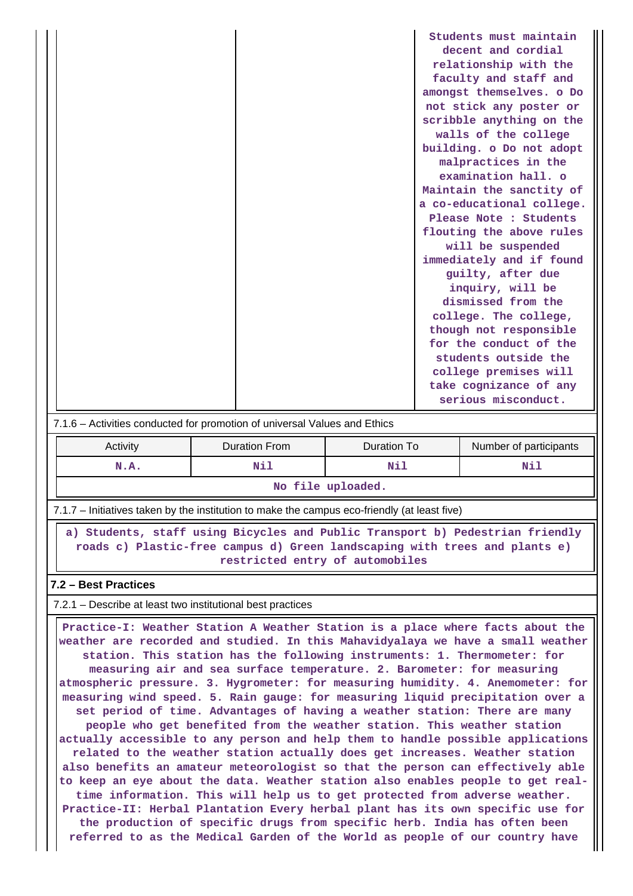| | | Students must maintain decent and cordial relationship with the faculty and staff and amongst themselves. o Do not stick any poster or scribble anything on the walls of the college building. o Do not adopt malpractices in the examination hall. o Maintain the sanctity of a co-educational college. Please Note : Students flouting the above rules will be suspended immediately and if found guilty, after due inquiry, will be dismissed from the college. The college, though not responsible for the conduct of the students outside the college premises will take cognizance of any serious misconduct. |
|---|---|---|

7.1.6 – Activities conducted for promotion of universal Values and Ethics

| Activity | Duration From | Duration To | Number of participants |
|---|---|---|---|
| N.A. | Nil | Nil | Nil |

No file uploaded.

7.1.7 – Initiatives taken by the institution to make the campus eco-friendly (at least five)

a) Students, staff using Bicycles and Public Transport b) Pedestrian friendly roads c) Plastic-free campus d) Green landscaping with trees and plants e) restricted entry of automobiles

## 7.2 – Best Practices

7.2.1 – Describe at least two institutional best practices

Practice-I: Weather Station A Weather Station is a place where facts about the weather are recorded and studied. In this Mahavidyalaya we have a small weather station. This station has the following instruments: 1. Thermometer: for measuring air and sea surface temperature. 2. Barometer: for measuring atmospheric pressure. 3. Hygrometer: for measuring humidity. 4. Anemometer: for measuring wind speed. 5. Rain gauge: for measuring liquid precipitation over a set period of time. Advantages of having a weather station: There are many people who get benefited from the weather station. This weather station actually accessible to any person and help them to handle possible applications related to the weather station actually does get increases. Weather station also benefits an amateur meteorologist so that the person can effectively able to keep an eye about the data. Weather station also enables people to get real-time information. This will help us to get protected from adverse weather. Practice-II: Herbal Plantation Every herbal plant has its own specific use for the production of specific drugs from specific herb. India has often been referred to as the Medical Garden of the World as people of our country have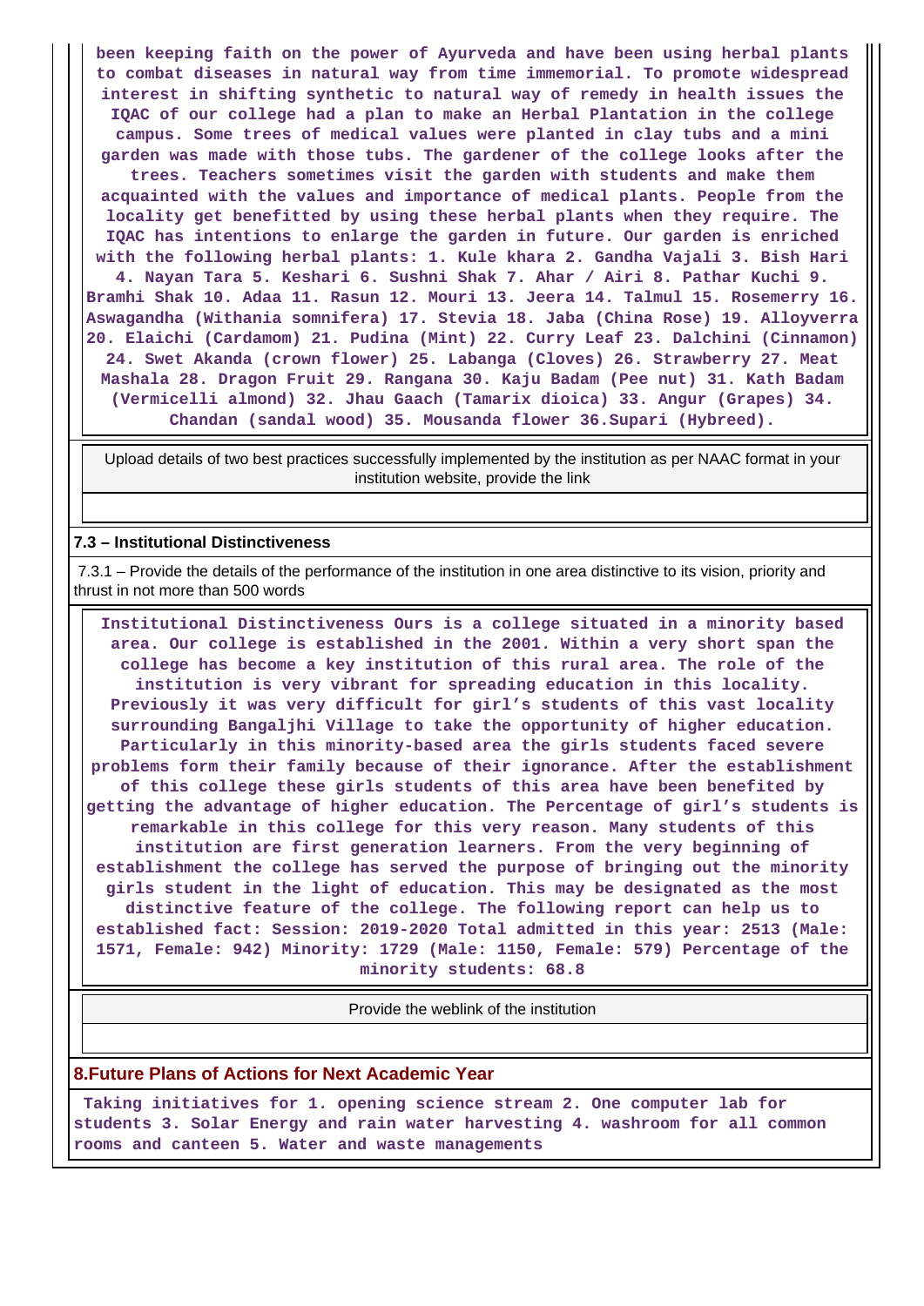**been keeping faith on the power of Ayurveda and have been using herbal plants to combat diseases in natural way from time immemorial. To promote widespread interest in shifting synthetic to natural way of remedy in health issues the IQAC of our college had a plan to make an Herbal Plantation in the college campus. Some trees of medical values were planted in clay tubs and a mini garden was made with those tubs. The gardener of the college looks after the trees. Teachers sometimes visit the garden with students and make them acquainted with the values and importance of medical plants. People from the locality get benefitted by using these herbal plants when they require. The IQAC has intentions to enlarge the garden in future. Our garden is enriched with the following herbal plants: 1. Kule khara 2. Gandha Vajali 3. Bish Hari 4. Nayan Tara 5. Keshari 6. Sushni Shak 7. Ahar / Airi 8. Pathar Kuchi 9. Bramhi Shak 10. Adaa 11. Rasun 12. Mouri 13. Jeera 14. Talmul 15. Rosemerry 16. Aswagandha (Withania somnifera) 17. Stevia 18. Jaba (China Rose) 19. Alloyverra 20. Elaichi (Cardamom) 21. Pudina (Mint) 22. Curry Leaf 23. Dalchini (Cinnamon) 24. Swet Akanda (crown flower) 25. Labanga (Cloves) 26. Strawberry 27. Meat Mashala 28. Dragon Fruit 29. Rangana 30. Kaju Badam (Pee nut) 31. Kath Badam (Vermicelli almond) 32. Jhau Gaach (Tamarix dioica) 33. Angur (Grapes) 34. Chandan (sandal wood) 35. Mousanda flower 36.Supari (Hybreed).**

Upload details of two best practices successfully implemented by the institution as per NAAC format in your institution website, provide the link

**7.3 – Institutional Distinctiveness**

7.3.1 – Provide the details of the performance of the institution in one area distinctive to its vision, priority and thrust in not more than 500 words

**Institutional Distinctiveness Ours is a college situated in a minority based area. Our college is established in the 2001. Within a very short span the college has become a key institution of this rural area. The role of the institution is very vibrant for spreading education in this locality. Previously it was very difficult for girl's students of this vast locality surrounding Bangaljhi Village to take the opportunity of higher education. Particularly in this minority-based area the girls students faced severe problems form their family because of their ignorance. After the establishment of this college these girls students of this area have been benefited by getting the advantage of higher education. The Percentage of girl's students is remarkable in this college for this very reason. Many students of this institution are first generation learners. From the very beginning of establishment the college has served the purpose of bringing out the minority girls student in the light of education. This may be designated as the most distinctive feature of the college. The following report can help us to established fact: Session: 2019-2020 Total admitted in this year: 2513 (Male: 1571, Female: 942) Minority: 1729 (Male: 1150, Female: 579) Percentage of the minority students: 68.8**

Provide the weblink of the institution

## 8.Future Plans of Actions for Next Academic Year

**Taking initiatives for 1. opening science stream 2. One computer lab for students 3. Solar Energy and rain water harvesting 4. washroom for all common rooms and canteen 5. Water and waste managements**